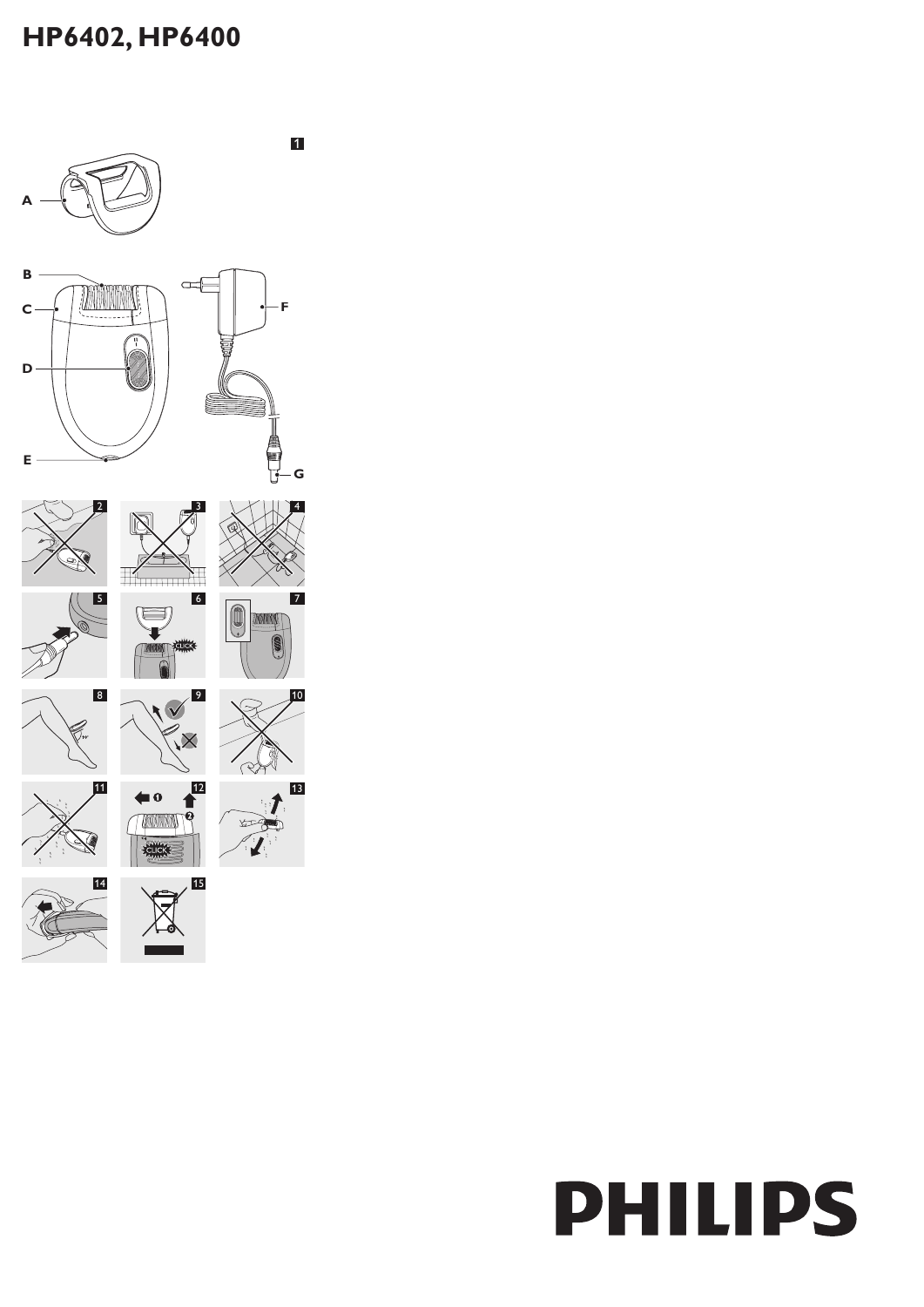# HP6402, HP6400

PHILIPS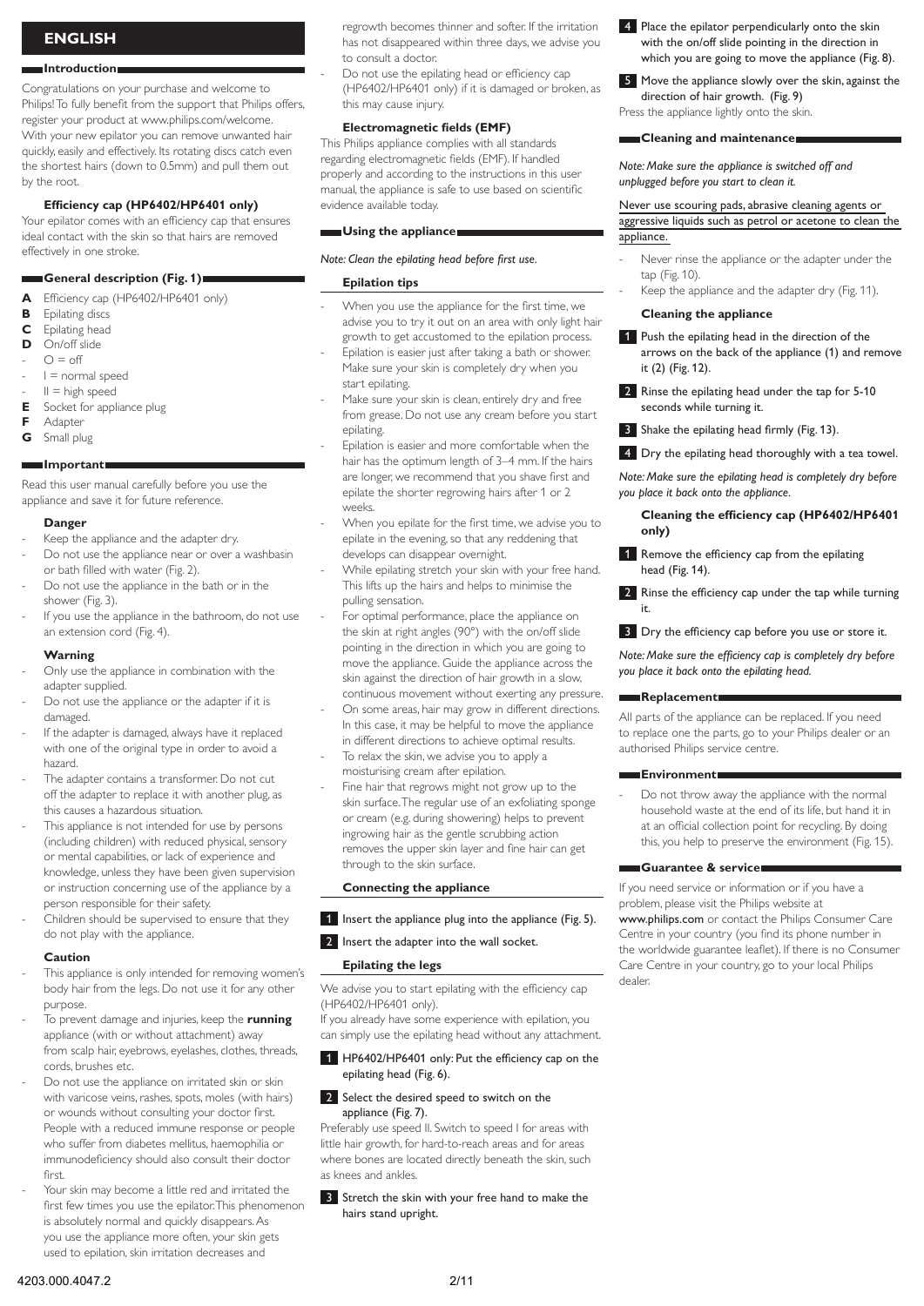# ENGLISH

## Introduction

Congratulations on your purchase and welcome to Philips! To fully benefit from the support that Philips offers, register your product at www.philips.com/welcome. With your new epilator you can remove unwanted hair quickly, easily and effectively. Its rotating discs catch even the shortest hairs (down to 0.5mm) and pull them out by the root.

### Efficiency cap (HP6402/HP6401 only)

Your epilator comes with an efficiency cap that ensures ideal contact with the skin so that hairs are removed effectively in one stroke.

## General description (Fig. 1)

- **A** Efficiency cap (HP6402/HP6401 only)
- **B** Epilating discs
- **C** Epilating head
- **D** On/off slide
- - O = off
- - I = normal speed
- - II = high speed
- **E** Socket for appliance plug
- **F** Adapter
- **G** Small plug

## Important

Read this user manual carefully before you use the appliance and save it for future reference.

### Danger

- Keep the appliance and the adapter dry.
- Do not use the appliance near or over a washbasin or bath filled with water (Fig. 2).
- Do not use the appliance in the bath or in the shower (Fig. 3).
- If you use the appliance in the bathroom, do not use an extension cord (Fig. 4).

### Warning

- Only use the appliance in combination with the adapter supplied.
- Do not use the appliance or the adapter if it is damaged.
- If the adapter is damaged, always have it replaced with one of the original type in order to avoid a hazard.
- The adapter contains a transformer. Do not cut off the adapter to replace it with another plug, as this causes a hazardous situation.
- This appliance is not intended for use by persons (including children) with reduced physical, sensory or mental capabilities, or lack of experience and knowledge, unless they have been given supervision or instruction concerning use of the appliance by a person responsible for their safety.
- Children should be supervised to ensure that they do not play with the appliance.

### Caution

- This appliance is only intended for removing women's body hair from the legs. Do not use it for any other purpose.
- To prevent damage and injuries, keep the **running** appliance (with or without attachment) away from scalp hair, eyebrows, eyelashes, clothes, threads, cords, brushes etc.
- Do not use the appliance on irritated skin or skin with varicose veins, rashes, spots, moles (with hairs) or wounds without consulting your doctor first. People with a reduced immune response or people who suffer from diabetes mellitus, haemophilia or immunodeficiency should also consult their doctor first.
- Your skin may become a little red and irritated the first few times you use the epilator. This phenomenon is absolutely normal and quickly disappears. As you use the appliance more often, your skin gets used to epilation, skin irritation decreases and regrowth becomes thinner and softer. If the irritation has not disappeared within three days, we advise you to consult a doctor.
- Do not use the epilating head or efficiency cap (HP6402/HP6401 only) if it is damaged or broken, as this may cause injury.

### Electromagnetic fields (EMF)

This Philips appliance complies with all standards regarding electromagnetic fields (EMF). If handled properly and according to the instructions in this user manual, the appliance is safe to use based on scientific evidence available today.

## Using the appliance

*Note: Clean the epilating head before first use.*

### Epilation tips

- When you use the appliance for the first time, we advise you to try it out on an area with only light hair growth to get accustomed to the epilation process.
- Epilation is easier just after taking a bath or shower. Make sure your skin is completely dry when you start epilating.
- Make sure your skin is clean, entirely dry and free from grease. Do not use any cream before you start epilating.
- Epilation is easier and more comfortable when the hair has the optimum length of 3–4 mm. If the hairs are longer, we recommend that you shave first and epilate the shorter regrowing hairs after 1 or 2 weeks.
- When you epilate for the first time, we advise you to epilate in the evening, so that any reddening that develops can disappear overnight.
- While epilating stretch your skin with your free hand. This lifts up the hairs and helps to minimise the pulling sensation.
- For optimal performance, place the appliance on the skin at right angles (90°) with the on/off slide pointing in the direction in which you are going to move the appliance. Guide the appliance across the skin against the direction of hair growth in a slow, continuous movement without exerting any pressure.
- On some areas, hair may grow in different directions. In this case, it may be helpful to move the appliance in different directions to achieve optimal results.
- To relax the skin, we advise you to apply a moisturising cream after epilation.
- Fine hair that regrows might not grow up to the skin surface. The regular use of an exfoliating sponge or cream (e.g. during showering) helps to prevent ingrowing hair as the gentle scrubbing action removes the upper skin layer and fine hair can get through to the skin surface.

### Connecting the appliance

1. Insert the appliance plug into the appliance (Fig. 5).
2. Insert the adapter into the wall socket.

### Epilating the legs

We advise you to start epilating with the efficiency cap (HP6402/HP6401 only).

If you already have some experience with epilation, you can simply use the epilating head without any attachment.

1. HP6402/HP6401 only: Put the efficiency cap on the epilating head (Fig. 6).
2. Select the desired speed to switch on the appliance (Fig. 7).

Preferably use speed II. Switch to speed I for areas with little hair growth, for hard-to-reach areas and for areas where bones are located directly beneath the skin, such as knees and ankles.

3. Stretch the skin with your free hand to make the hairs stand upright.
4. Place the epilator perpendicularly onto the skin with the on/off slide pointing in the direction in which you are going to move the appliance (Fig. 8).
5. Move the appliance slowly over the skin, against the direction of hair growth. (Fig. 9)

Press the appliance lightly onto the skin.

## Cleaning and maintenance

*Note: Make sure the appliance is switched off and unplugged before you start to clean it.*

Never use scouring pads, abrasive cleaning agents or aggressive liquids such as petrol or acetone to clean the appliance.

- Never rinse the appliance or the adapter under the tap (Fig. 10).
- Keep the appliance and the adapter dry (Fig. 11).

### Cleaning the appliance

1. Push the epilating head in the direction of the arrows on the back of the appliance (1) and remove it (2) (Fig. 12).
2. Rinse the epilating head under the tap for 5-10 seconds while turning it.
3. Shake the epilating head firmly (Fig. 13).
4. Dry the epilating head thoroughly with a tea towel.

*Note: Make sure the epilating head is completely dry before you place it back onto the appliance.*

### Cleaning the efficiency cap (HP6402/HP6401 only)

1. Remove the efficiency cap from the epilating head (Fig. 14).
2. Rinse the efficiency cap under the tap while turning it.
3. Dry the efficiency cap before you use or store it.

*Note: Make sure the efficiency cap is completely dry before you place it back onto the epilating head.*

## Replacement

All parts of the appliance can be replaced. If you need to replace one the parts, go to your Philips dealer or an authorised Philips service centre.

## Environment

- Do not throw away the appliance with the normal household waste at the end of its life, but hand it in at an official collection point for recycling. By doing this, you help to preserve the environment (Fig. 15).

## Guarantee & service

If you need service or information or if you have a problem, please visit the Philips website at www.philips.com or contact the Philips Consumer Care Centre in your country (you find its phone number in the worldwide guarantee leaflet). If there is no Consumer Care Centre in your country, go to your local Philips dealer.

4203.000.4047.2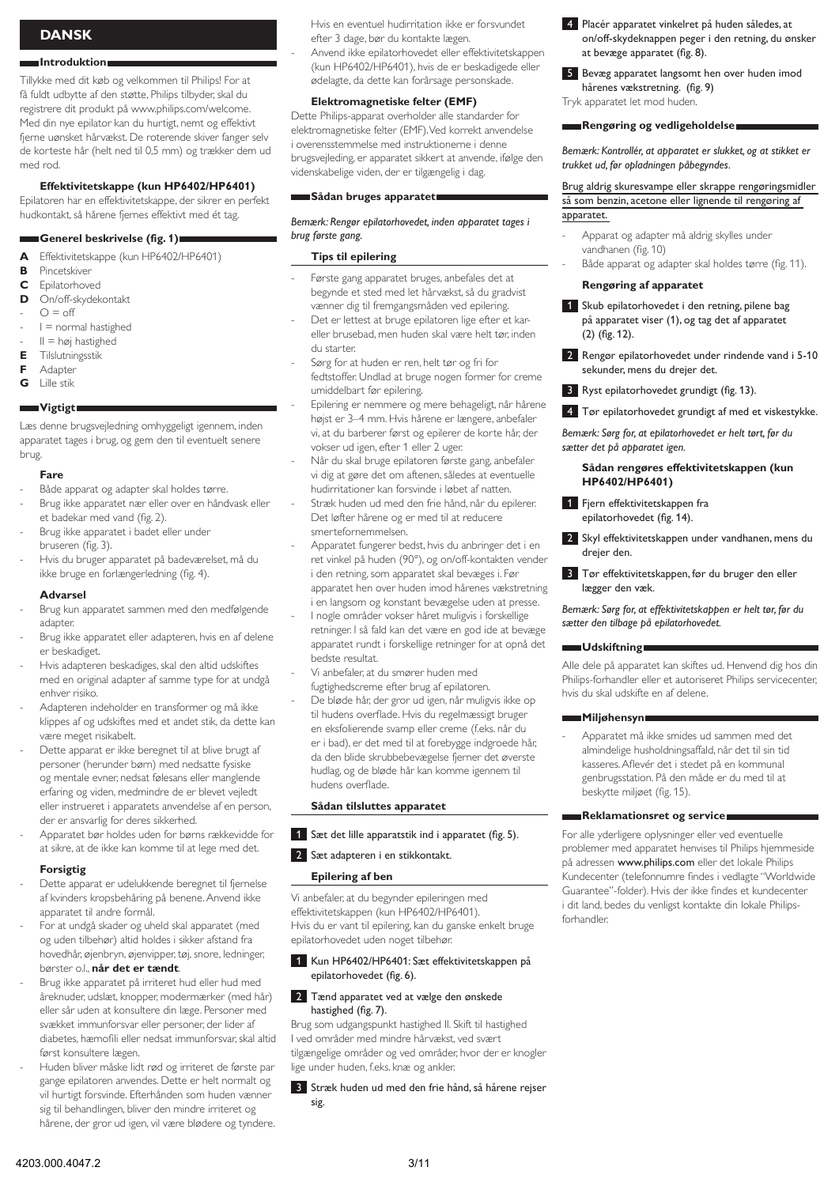## DANSK

### Introduktion

Tillykke med dit køb og velkommen til Philips! For at få fuldt udbytte af den støtte, Philips tilbyder, skal du registrere dit produkt på www.philips.com/welcome. Med din nye epilator kan du hurtigt, nemt og effektivt fjerne uønsket hårvækst. De roterende skiver fanger selv de korteste hår (helt ned til 0,5 mm) og trækker dem ud med rod.

**Effektivitetskappe (kun HP6402/HP6401)**

Epilatoren har en effektivitetskappe, der sikrer en perfekt hudkontakt, så hårene fjernes effektivt med ét tag.

### Generel beskrivelse (fig. 1)

- **A** Effektivitetskappe (kun HP6402/HP6401)
- **B** Pincetskiver
- **C** Epilatorhoved
- **D** On/off-skydekontakt
  - O = off
  - I = normal hastighed
  - II = høj hastighed
- **E** Tilslutningsstik
- **F** Adapter
- **G** Lille stik

### Vigtigt

Læs denne brugsvejledning omhyggeligt igennem, inden apparatet tages i brug, og gem den til eventuelt senere brug.

**Fare**

- Både apparat og adapter skal holdes tørre.
- Brug ikke apparatet nær eller over en håndvask eller et badekar med vand (fig. 2).
- Brug ikke apparatet i badet eller under bruseren (fig. 3).
- Hvis du bruger apparatet på badeværelset, må du ikke bruge en forlængerledning (fig. 4).

**Advarsel**

- Brug kun apparatet sammen med den medfølgende adapter.
- Brug ikke apparatet eller adapteren, hvis en af delene er beskadiget.
- Hvis adapteren beskadiges, skal den altid udskiftes med en original adapter af samme type for at undgå enhver risiko.
- Adapteren indeholder en transformer og må ikke klippes af og udskiftes med et andet stik, da dette kan være meget risikabelt.
- Dette apparat er ikke beregnet til at blive brugt af personer (herunder børn) med nedsatte fysiske og mentale evner, nedsat følesans eller manglende erfaring og viden, medmindre de er blevet vejledt eller instrueret i apparatets anvendelse af en person, der er ansvarlig for deres sikkerhed.
- Apparatet bør holdes uden for børns rækkevidde for at sikre, at de ikke kan komme til at lege med det.

**Forsigtig**

- Dette apparat er udelukkende beregnet til fjernelse af kvinders kropsbehåring på benene. Anvend ikke apparatet til andre formål.
- For at undgå skader og uheld skal apparatet (med og uden tilbehør) altid holdes i sikker afstand fra hovedhår, øjenbryn, øjenvipper, tøj, snore, ledninger, børster o.l., **når det er tændt**.
- Brug ikke apparatet på irriteret hud eller hud med åreknuder, udslæt, knopper, modermærker (med hår) eller sår uden at konsultere din læge. Personer med svækket immunforsvar eller personer, der lider af diabetes, hæmofili eller nedsat immunforsvar, skal altid først konsultere lægen.
- Huden bliver måske lidt rød og irriteret de første par gange epilatoren anvendes. Dette er helt normalt og vil hurtigt forsvinde. Efterhånden som huden vænner sig til behandlingen, bliver den mindre irriteret og hårene, der gror ud igen, vil være blødere og tyndere. Hvis en eventuel hudirritation ikke er forsvundet efter 3 dage, bør du kontakte lægen.
- Anvend ikke epilatorhovedet eller effektivitetskappen (kun HP6402/HP6401), hvis de er beskadigede eller ødelagte, da dette kan forårsage personskade.

**Elektromagnetiske felter (EMF)**

Dette Philips-apparat overholder alle standarder for elektromagnetiske felter (EMF). Ved korrekt anvendelse i overensstemmelse med instruktionerne i denne brugsvejledning, er apparatet sikkert at anvende, ifølge den videnskabelige viden, der er tilgængelig i dag.

### Sådan bruges apparatet

*Bemærk: Rengør epilatorhovedet, inden apparatet tages i brug første gang.*

**Tips til epilering**

- Første gang apparatet bruges, anbefales det at begynde et sted med let hårvækst, så du gradvist vænner dig til fremgangsmåden ved epilering.
- Det er lettest at bruge epilatoren lige efter et kar- eller brusebad, men huden skal være helt tør, inden du starter.
- Sørg for at huden er ren, helt tør og fri for fedtstoffer. Undlad at bruge nogen former for creme umiddelbart før epilering.
- Epilering er nemmere og mere behageligt, når hårene højst er 3–4 mm. Hvis hårene er længere, anbefaler vi, at du barberer først og epilerer de korte hår, der vokser ud igen, efter 1 eller 2 uger.
- Når du skal bruge epilatoren første gang, anbefaler vi dig at gøre det om aftenen, således at eventuelle hudirritationer kan forsvinde i løbet af natten.
- Stræk huden ud med den frie hånd, når du epilerer. Det løfter hårene og er med til at reducere smertefornemmelsen.
- Apparatet fungerer bedst, hvis du anbringer det i en ret vinkel på huden (90°), og on/off-kontakten vender i den retning, som apparatet skal bevæges i. Før apparatet hen over huden imod hårenes vækstretning i en langsom og konstant bevægelse uden at presse.
- I nogle områder vokser håret muligvis i forskellige retninger. I så fald kan det være en god ide at bevæge apparatet rundt i forskellige retninger for at opnå det bedste resultat.
- Vi anbefaler, at du smører huden med fugtighedscreme efter brug af epilatoren.
- De bløde hår, der gror ud igen, når muligvis ikke op til hudens overflade. Hvis du regelmæssigt bruger en eksfolierende svamp eller creme (f.eks. når du er i bad), er det med til at forebygge indgroede hår, da den blide skrubbebevægelse fjerner det øverste hudlag, og de bløde hår kan komme igennem til hudens overflade.

**Sådan tilsluttes apparatet**

1. Sæt det lille apparatstik ind i apparatet (fig. 5).
2. Sæt adapteren i en stikkontakt.

**Epilering af ben**

Vi anbefaler, at du begynder epileringen med effektivitetskappen (kun HP6402/HP6401). Hvis du er vant til epilering, kan du ganske enkelt bruge epilatorhovedet uden noget tilbehør.

1. Kun HP6402/HP6401: Sæt effektivitetskappen på epilatorhovedet (fig. 6).
2. Tænd apparatet ved at vælge den ønskede hastighed (fig. 7).

Brug som udgangspunkt hastighed II. Skift til hastighed I ved områder med mindre hårvækst, ved svært tilgængelige områder og ved områder, hvor der er knogler lige under huden, f.eks. knæ og ankler.

3. Stræk huden ud med den frie hånd, så hårene rejser sig.
4. Placér apparatet vinkelret på huden således, at on/off-skydeknappen peger i den retning, du ønsker at bevæge apparatet (fig. 8).
5. Bevæg apparatet langsomt hen over huden imod hårenes vækstretning. (fig. 9)

Tryk apparatet let mod huden.

### Rengøring og vedligeholdelse

*Bemærk: Kontrollér, at apparatet er slukket, og at stikket er trukket ud, før opladningen påbegyndes.*

Brug aldrig skuresvampe eller skrappe rengøringsmidler så som benzin, acetone eller lignende til rengøring af apparatet.

- Apparat og adapter må aldrig skylles under vandhanen (fig. 10)
- Både apparat og adapter skal holdes tørre (fig. 11).

**Rengøring af apparatet**

1. Skub epilatorhovedet i den retning, pilene bag på apparatet viser (1), og tag det af apparatet (2) (fig. 12).
2. Rengør epilatorhovedet under rindende vand i 5-10 sekunder, mens du drejer det.
3. Ryst epilatorhovedet grundigt (fig. 13).
4. Tør epilatorhovedet grundigt af med et viskestykke.

*Bemærk: Sørg for, at epilatorhovedet er helt tørt, før du sætter det på apparatet igen.*

**Sådan rengøres effektivitetskappen (kun HP6402/HP6401)**

1. Fjern effektivitetskappen fra epilatorhovedet (fig. 14).
2. Skyl effektivitetskappen under vandhanen, mens du drejer den.
3. Tør effektivitetskappen, før du bruger den eller lægger den væk.

*Bemærk: Sørg for, at effektivitetskappen er helt tør, før du sætter den tilbage på epilatorhovedet.*

### Udskiftning

Alle dele på apparatet kan skiftes ud. Henvend dig hos din Philips-forhandler eller et autoriseret Philips servicecenter, hvis du skal udskifte en af delene.

### Miljøhensyn

- Apparatet må ikke smides ud sammen med det almindelige husholdningsaffald, når det til sin tid kasseres. Aflevér det i stedet på en kommunal genbrugsstation. På den måde er du med til at beskytte miljøet (fig. 15).

### Reklamationsret og service

For alle yderligere oplysninger eller ved eventuelle problemer med apparatet henvises til Philips hjemmeside på adressen **www.philips.com** eller det lokale Philips Kundecenter (telefonnumre findes i vedlagte "Worldwide Guarantee"-folder). Hvis der ikke findes et kundecenter i dit land, bedes du venligst kontakte din lokale Philips-forhandler.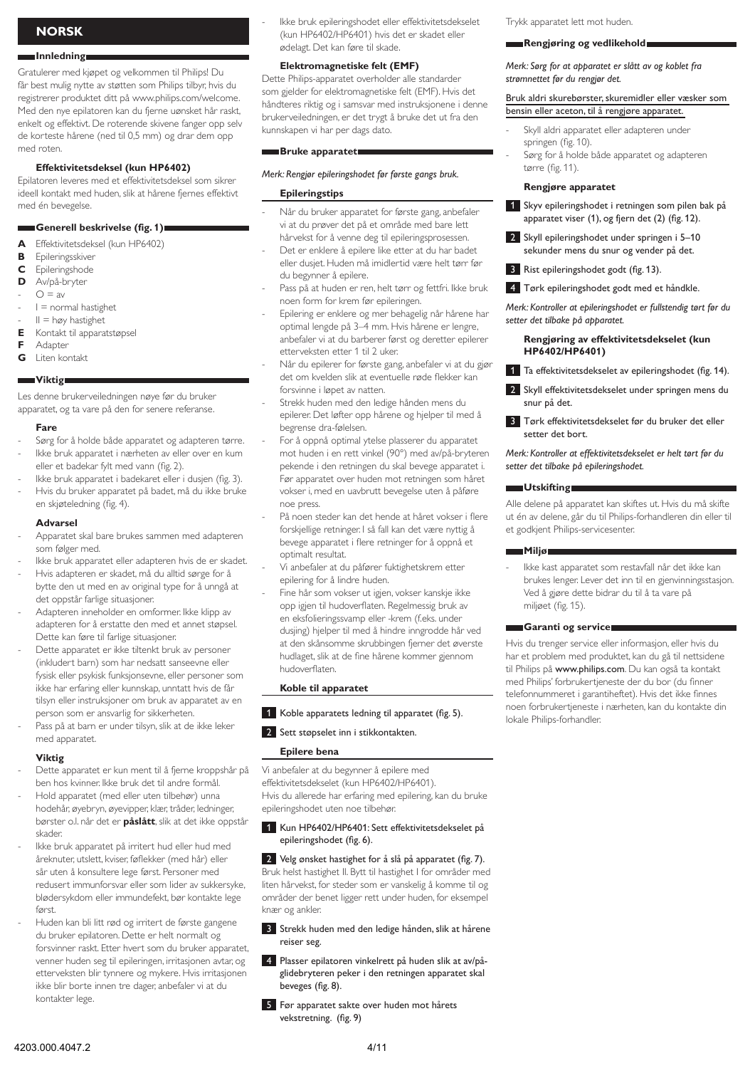## NORSK

### Innledning

Gratulerer med kjøpet og velkommen til Philips! Du får best mulig nytte av støtten som Philips tilbyr, hvis du registrerer produktet ditt på www.philips.com/welcome. Med den nye epilatoren kan du fjerne uønsket hår raskt, enkelt og effektivt. De roterende skivene fanger opp selv de korteste hårene (ned til 0,5 mm) og drar dem opp med roten.

#### Effektivitetsdeksel (kun HP6402)

Epilatoren leveres med et effektivitetsdeksel som sikrer ideell kontakt med huden, slik at hårene fjernes effektivt med én bevegelse.

### Generell beskrivelse (fig. 1)

- **A** Effektivitetsdeksel (kun HP6402)
- **B** Epileringsskiver
- **C** Epileringshode
- **D** Av/på-bryter
  - O = av
  - I = normal hastighet
  - II = høy hastighet
- **E** Kontakt til apparatstøpsel
- **F** Adapter
- **G** Liten kontakt

### Viktig

Les denne brukerveiledningen nøye før du bruker apparatet, og ta vare på den for senere referanse.

#### Fare

- Sørg for å holde både apparatet og adapteren tørre.
- Ikke bruk apparatet i nærheten av eller over en kum eller et badekar fylt med vann (fig. 2).
- Ikke bruk apparatet i badekaret eller i dusjen (fig. 3).
- Hvis du bruker apparatet på badet, må du ikke bruke en skjøteledning (fig. 4).

#### Advarsel

- Apparatet skal bare brukes sammen med adapteren som følger med.
- Ikke bruk apparatet eller adapteren hvis de er skadet.
- Hvis adapteren er skadet, må du alltid sørge for å bytte den ut med en av original type for å unngå at det oppstår farlige situasjoner.
- Adapteren inneholder en omformer. Ikke klipp av adapteren for å erstatte den med et annet støpsel. Dette kan føre til farlige situasjoner.
- Dette apparatet er ikke tiltenkt bruk av personer (inkludert barn) som har nedsatt sanseevne eller fysisk eller psykisk funksjonsevne, eller personer som ikke har erfaring eller kunnskap, unntatt hvis de får tilsyn eller instruksjoner om bruk av apparatet av en person som er ansvarlig for sikkerheten.
- Pass på at barn er under tilsyn, slik at de ikke leker med apparatet.

#### Viktig

- Dette apparatet er kun ment til å fjerne kroppshår på ben hos kvinner. Ikke bruk det til andre formål.
- Hold apparatet (med eller uten tilbehør) unna hodehår, øyebryn, øyevipper, klær, tråder, ledninger, børster o.l. når det er **påslått**, slik at det ikke oppstår skader.
- Ikke bruk apparatet på irritert hud eller hud med åreknuter, utslett, kviser, føflekker (med hår) eller sår uten å konsultere lege først. Personer med redusert immunforsvar eller som lider av sukkersyke, blødersykdom eller immundefekt, bør kontakte lege først.
- Huden kan bli litt rød og irritert de første gangene du bruker epilatoren. Dette er helt normalt og forsvinner raskt. Etter hvert som du bruker apparatet, venner huden seg til epileringen, irritasjonen avtar, og etterveksten blir tynnere og mykere. Hvis irritasjonen ikke blir borte innen tre dager, anbefaler vi at du kontakter lege.
- Ikke bruk epileringshodet eller effektivitetsdekselet (kun HP6402/HP6401) hvis det er skadet eller ødelagt. Det kan føre til skade.

#### Elektromagnetiske felt (EMF)

Dette Philips-apparatet overholder alle standarder som gjelder for elektromagnetiske felt (EMF). Hvis det håndteres riktig og i samsvar med instruksjonene i denne brukerveiledningen, er det trygt å bruke det ut fra den kunnskapen vi har per dags dato.

### Bruke apparatet

*Merk: Rengjør epileringshodet før første gangs bruk.*

#### Epileringstips

- Når du bruker apparatet for første gang, anbefaler vi at du prøver det på et område med bare lett hårvekst for å venne deg til epileringsprosessen.
- Det er enklere å epilere like etter at du har badet eller dusjet. Huden må imidlertid være helt tørr før du begynner å epilere.
- Pass på at huden er ren, helt tørr og fettfri. Ikke bruk noen form for krem før epileringen.
- Epilering er enklere og mer behagelig når hårene har optimal lengde på 3–4 mm. Hvis hårene er lengre, anbefaler vi at du barberer først og deretter epilerer etterveksten etter 1 til 2 uker.
- Når du epilerer for første gang, anbefaler vi at du gjør det om kvelden slik at eventuelle røde flekker kan forsvinne i løpet av natten.
- Strekk huden med den ledige hånden mens du epilerer. Det løfter opp hårene og hjelper til med å begrense dra-følelsen.
- For å oppnå optimal ytelse plasserer du apparatet mot huden i en rett vinkel (90°) med av/på-bryteren pekende i den retningen du skal bevege apparatet i. Før apparatet over huden mot retningen som håret vokser i, med en uavbrutt bevegelse uten å påføre noe press.
- På noen steder kan det hende at håret vokser i flere forskjellige retninger. I så fall kan det være nyttig å bevege apparatet i flere retninger for å oppnå et optimalt resultat.
- Vi anbefaler at du påfører fuktighetskrem etter epilering for å lindre huden.
- Fine hår som vokser ut igjen, vokser kanskje ikke opp igjen til hudoverflaten. Regelmessig bruk av en eksfolieringssvamp eller -krem (f.eks. under dusjing) hjelper til med å hindre inngrodde hår ved at den skånsomme skrubbingen fjerner det øverste hudlaget, slik at de fine hårene kommer gjennom hudoverflaten.

#### Koble til apparatet

1. Koble apparatets ledning til apparatet (fig. 5).
2. Sett støpselet inn i stikkontakten.

#### Epilere bena

Vi anbefaler at du begynner å epilere med effektivitetsdekselet (kun HP6402/HP6401). Hvis du allerede har erfaring med epilering, kan du bruke epileringshodet uten noe tilbehør.

1. Kun HP6402/HP6401: Sett effektivitetsdekselet på epileringshodet (fig. 6).
2. Velg ønsket hastighet for å slå på apparatet (fig. 7).
   Bruk helst hastighet II. Bytt til hastighet I for områder med liten hårvekst, for steder som er vanskelig å komme til og områder der benet ligger rett under huden, for eksempel knær og ankler.
3. Strekk huden med den ledige hånden, slik at hårene reiser seg.
4. Plasser epilatoren vinkelrett på huden slik at av/på-glidebryteren peker i den retningen apparatet skal beveges (fig. 8).
5. Før apparatet sakte over huden mot hårets vekstretning. (fig. 9)
   Trykk apparatet lett mot huden.

### Rengjøring og vedlikehold

*Merk: Sørg for at apparatet er slått av og koblet fra strømnettet før du rengjør det.*

Bruk aldri skurebørster, skuremidler eller væsker som bensin eller aceton, til å rengjøre apparatet.

- Skyll aldri apparatet eller adapteren under springen (fig. 10).
- Sørg for å holde både apparatet og adapteren tørre (fig. 11).

#### Rengjøre apparatet

1. Skyv epileringshodet i retningen som pilen bak på apparatet viser (1), og fjern det (2) (fig. 12).
2. Skyll epileringshodet under springen i 5–10 sekunder mens du snur og vender på det.
3. Rist epileringshodet godt (fig. 13).
4. Tørk epileringshodet godt med et håndkle.

*Merk: Kontroller at epileringshodet er fullstendig tørt før du setter det tilbake på apparatet.*

#### Rengjøring av effektivitetsdekselet (kun HP6402/HP6401)

1. Ta effektivitetsdekselet av epileringshodet (fig. 14).
2. Skyll effektivitetsdekselet under springen mens du snur på det.
3. Tørk effektivitetsdekselet før du bruker det eller setter det bort.

*Merk: Kontroller at effektivitetsdekselet er helt tørt før du setter det tilbake på epileringshodet.*

### Utskifting

Alle delene på apparatet kan skiftes ut. Hvis du må skifte ut én av delene, går du til Philips-forhandleren din eller til et godkjent Philips-servicesenter.

### Miljø

- Ikke kast apparatet som restavfall når det ikke kan brukes lenger. Lever det inn til en gjenvinningsstasjon. Ved å gjøre dette bidrar du til å ta vare på miljøet (fig. 15).

### Garanti og service

Hvis du trenger service eller informasjon, eller hvis du har et problem med produktet, kan du gå til nettsidene til Philips på **www.philips.com**. Du kan også ta kontakt med Philips' forbrukertjeneste der du bor (du finner telefonnummeret i garantiheftet). Hvis det ikke finnes noen forbrukertjeneste i nærheten, kan du kontakte din lokale Philips-forhandler.

4203.000.4047.2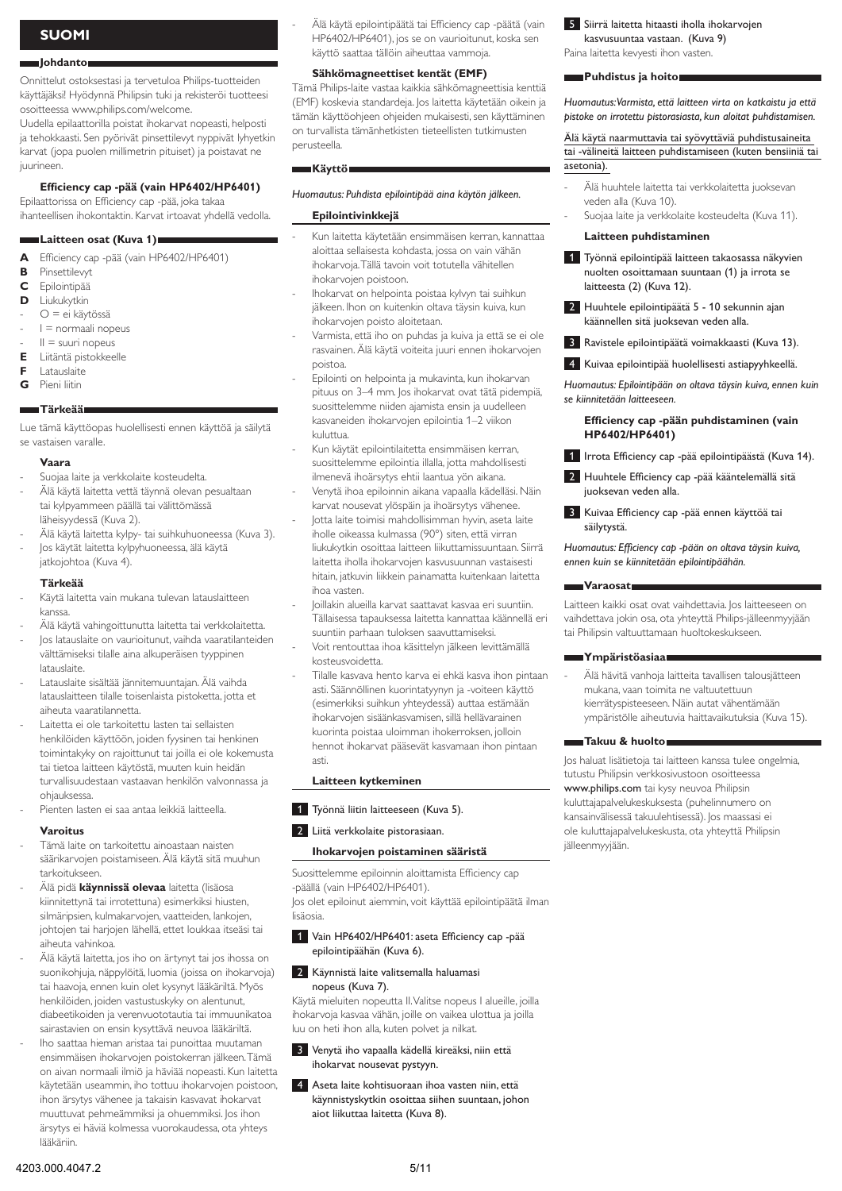# SUOMI

## Johdanto

Onnittelut ostoksestasi ja tervetuloa Philips-tuotteiden käyttäjäksi! Hyödynnä Philipsin tuki ja rekisteröi tuotteesi osoitteessa www.philips.com/welcome.
Uudella epilaattorilla poistat ihokarvat nopeasti, helposti ja tehokkaasti. Sen pyörivät pinsettilevyt nyppivät lyhyetkin karvat (jopa puolen millimetrin pituiset) ja poistavat ne juurineen.

### Efficiency cap -pää (vain HP6402/HP6401)

Epilaattorissa on Efficiency cap -pää, joka takaa ihanteellisen ihokontaktin. Karvat irtoavat yhdellä vedolla.

## Laitteen osat (Kuva 1)

- **A** Efficiency cap -pää (vain HP6402/HP6401)
- **B** Pinsettilevyt
- **C** Epilointipää
- **D** Liukukytkin
  - O = ei käytössä
  - I = normaali nopeus
  - II = suuri nopeus
- **E** Liitäntä pistokkeelle
- **F** Latauslaite
- **G** Pieni liitin

## Tärkeää

Lue tämä käyttöopas huolellisesti ennen käyttöä ja säilytä se vastaisen varalle.

### Vaara

- Suojaa laite ja verkkolaite kosteudelta.
- Älä käytä laitetta vettä täynnä olevan pesualtaan tai kylpyammeen päällä tai välittömässä läheisyydessä (Kuva 2).
- Älä käytä laitetta kylpy- tai suihkuhuoneessa (Kuva 3).
- Jos käytät laitetta kylpyhuoneessa, älä käytä jatkojohtoa (Kuva 4).

### Tärkeää

- Käytä laitetta vain mukana tulevan latauslaitteen kanssa.
- Älä käytä vahingoittunutta laitetta tai verkkolaitetta.
- Jos latauslaite on vaurioitunut, vaihda vaaratilanteiden välttämiseksi tilalle aina alkuperäisen tyyppinen latauslaite.
- Latauslaite sisältää jännitemuuntajan. Älä vaihda latauslaitteen tilalle toisenlaista pistoketta, jotta et aiheuta vaaratilannetta.
- Laitetta ei ole tarkoitettu lasten tai sellaisten henkilöiden käyttöön, joiden fyysinen tai henkinen toimintakyky on rajoittunut tai joilla ei ole kokemusta tai tietoa laitteen käytöstä, muuten kuin heidän turvallisuudestaan vastaavan henkilön valvonnassa ja ohjauksessa.
- Pienten lasten ei saa antaa leikkiä laitteella.

### Varoitus

- Tämä laite on tarkoitettu ainoastaan naisten säärikarvojen poistamiseen. Älä käytä sitä muuhun tarkoitukseen.
- Älä pidä **käynnissä olevaa** laitetta (lisäosa kiinnitettynä tai irrotettuna) esimerkiksi hiusten, silmäripsien, kulmakarvojen, vaatteiden, lankojen, johtojen tai harjojen lähellä, ettet loukkaa itseäsi tai aiheuta vahinkoa.
- Älä käytä laitetta, jos iho on ärtynyt tai jos ihossa on suonikohjuja, näppylöitä, luomia (joissa on ihokarvoja) tai haavoja, ennen kuin olet kysynyt lääkäriltä. Myös henkilöiden, joiden vastustuskyky on alentunut, diabeetikoiden ja verenvuototautia tai immuunikatoa sairastavien on ensin kysyttävä neuvoa lääkäriltä.
- Iho saattaa hieman aristaa tai punoittaa muutaman ensimmäisen ihokarvojen poistokerran jälkeen. Tämä on aivan normaali ilmiö ja häviää nopeasti. Kun laitetta käytetään useammin, iho tottuu ihokarvojen poistoon, ihon ärsytys vähenee ja takaisin kasvavat ihokarvat muuttuvat pehmeämmiksi ja ohuemmiksi. Jos ihon ärsytys ei häviä kolmessa vuorokaudessa, ota yhteys lääkäriin.
- Älä käytä epilointipäätä tai Efficiency cap -päätä (vain HP6402/HP6401), jos se on vaurioitunut, koska sen käyttö saattaa tällöin aiheuttaa vammoja.

### Sähkömagneettiset kentät (EMF)

Tämä Philips-laite vastaa kaikkia sähkömagneettisia kenttiä (EMF) koskevia standardeja. Jos laitetta käytetään oikein ja tämän käyttöohjeen ohjeiden mukaisesti, sen käyttäminen on turvallista tämänhetkisten tieteellisten tutkimusten perusteella.

## Käyttö

*Huomautus: Puhdista epilointipää aina käytön jälkeen.*

### Epilointivinkkejä

- Kun laitetta käytetään ensimmäisen kerran, kannattaa aloittaa sellaisesta kohdasta, jossa on vain vähän ihokarvoja. Tällä tavoin voit totutella vähitellen ihokarvojen poistoon.
- Ihokarvat on helpointa poistaa kylvyn tai suihkun jälkeen. Ihon on kuitenkin oltava täysin kuiva, kun ihokarvojen poisto aloitetaan.
- Varmista, että iho on puhdas ja kuiva ja että se ei ole rasvainen. Älä käytä voiteita juuri ennen ihokarvojen poistoa.
- Epilointi on helpointa ja mukavinta, kun ihokarvan pituus on 3–4 mm. Jos ihokarvat ovat tätä pidempiä, suosittelemme niiden ajamista ensin ja uudelleen kasvaneiden ihokarvojen epilointia 1–2 viikon kuluttua.
- Kun käytät epilointilaitetta ensimmäisen kerran, suosittelemme epilointia illalla, jotta mahdollisesti ilmenevä ihoärsytys ehtii laantua yön aikana.
- Venytä ihoa epiloinnin aikana vapaalla kädelläsi. Näin karvat nousevat ylöspäin ja ihoärsytys vähenee.
- Jotta laite toimisi mahdollisimman hyvin, aseta laite iholle oikeassa kulmassa (90°) siten, että virran liukukytkin osoittaa laitteen liikuttamissuuntaan. Siirrä laitetta iholla ihokarvojen kasvusuunnan vastaisesti hitain, jatkuvin liikkein painamatta kuitenkaan laitetta ihoa vasten.
- Joillakin alueilla karvat saattavat kasvaa eri suuntiin. Tällaisessa tapauksessa laitetta kannattaa käännellä eri suuntiin parhaan tuloksen saavuttamiseksi.
- Voit rentouttaa ihoa käsittelyn jälkeen levittämällä kosteusvoidetta.
- Tilalle kasvava hento karva ei ehkä kasva ihon pintaan asti. Säännöllinen kuorintatyynyn ja -voiteen käyttö (esimerkiksi suihkun yhteydessä) auttaa estämään ihokarvojen sisäänkasvamisen, sillä hellävarainen kuorinta poistaa uloimman ihokerroksen, jolloin hennot ihokarvat pääsevät kasvamaan ihon pintaan asti.

### Laitteen kytkeminen

1. Työnnä liitin laitteeseen (Kuva 5).
2. Liitä verkkolaite pistorasiaan.

### Ihokarvojen poistaminen sääristä

Suosittelemme epiloinnin aloittamista Efficiency cap -päällä (vain HP6402/HP6401).
Jos olet epiloinut aiemmin, voit käyttää epilointipäätä ilman lisäosia.

1. Vain HP6402/HP6401: aseta Efficiency cap -pää epilointipäähän (Kuva 6).
2. Käynnistä laite valitsemalla haluamasi nopeus (Kuva 7).
   Käytä mieluiten nopeutta II. Valitse nopeus I alueille, joilla ihokarvoja kasvaa vähän, joille on vaikea ulottua ja joilla luu on heti ihon alla, kuten polvet ja nilkat.
3. Venytä iho vapaalla kädellä kireäksi, niin että ihokarvat nousevat pystyyn.
4. Aseta laite kohtisuoraan ihoa vasten niin, että käynnistyskytkin osoittaa siihen suuntaan, johon aiot liikuttaa laitetta (Kuva 8).
5. Siirrä laitetta hitaasti iholla ihokarvojen kasvusuuntaa vastaan. (Kuva 9)
   Paina laitetta kevyesti ihon vasten.

## Puhdistus ja hoito

*Huomautus: Varmista, että laitteen virta on katkaistu ja että pistoke on irrotettu pistorasiasta, kun aloitat puhdistamisen.*

Älä käytä naarmuttavia tai syövyttäviä puhdistusaineita tai -välineitä laitteen puhdistamiseen (kuten bensiiniä tai asetonia).

- Älä huuhtele laitetta tai verkkolaitetta juoksevan veden alla (Kuva 10).
- Suojaa laite ja verkkolaite kosteudelta (Kuva 11).

### Laitteen puhdistaminen

1. Työnnä epilointipää laitteen takaosassa näkyvien nuolten osoittamaan suuntaan (1) ja irrota se laitteesta (2) (Kuva 12).
2. Huuhtele epilointipäätä 5 - 10 sekunnin ajan käännellen sitä juoksevan veden alla.
3. Ravistele epilointipäätä voimakkaasti (Kuva 13).
4. Kuivaa epilointipää huolellisesti astiapyyhkeellä.

*Huomautus: Epilointipään on oltava täysin kuiva, ennen kuin se kiinnitetään laitteeseen.*

### Efficiency cap -pään puhdistaminen (vain HP6402/HP6401)

1. Irrota Efficiency cap -pää epilointipäästä (Kuva 14).
2. Huuhtele Efficiency cap -pää kääntelemällä sitä juoksevan veden alla.
3. Kuivaa Efficiency cap -pää ennen käyttöä tai säilytystä.

*Huomautus: Efficiency cap -pään on oltava täysin kuiva, ennen kuin se kiinnitetään epilointipäähän.*

## Varaosat

Laitteen kaikki osat ovat vaihdettavia. Jos laitteeseen on vaihdettava jokin osa, ota yhteyttä Philips-jälleenmyyjään tai Philipsin valtuuttamaan huoltokeskukseen.

## Ympäristöasiaa

- Älä hävitä vanhoja laitteita tavallisen talousjätteen mukana, vaan toimita ne valtuutettuun kierrätyspisteeseen. Näin autat vähentämään ympäristölle aiheutuvia haittavaikutuksia (Kuva 15).

## Takuu & huolto

Jos haluat lisätietoja tai laitteen kanssa tulee ongelmia, tutustu Philipsin verkkosivustoon osoitteessa **www.philips.com** tai kysy neuvoa Philipsin kuluttajapalvelukeskuksesta (puhelinnumero on kansainvälisessä takuulehtisessä). Jos maassasi ei ole kuluttajapalvelukeskusta, ota yhteyttä Philipsin jälleenmyyjään.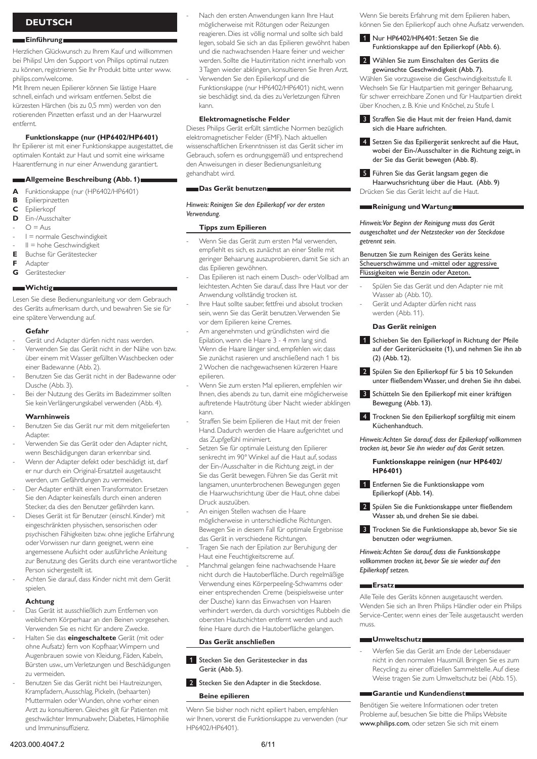## DEUTSCH

### Einführung

Herzlichen Glückwunsch zu Ihrem Kauf und willkommen bei Philips! Um den Support von Philips optimal nutzen zu können, registrieren Sie Ihr Produkt bitte unter www.philips.com/welcome.

Mit Ihrem neuen Epilierer können Sie lästige Haare schnell, einfach und wirksam entfernen. Selbst die kürzesten Härchen (bis zu 0,5 mm) werden von den rotierenden Pinzetten erfasst und an der Haarwurzel entfernt.

#### Funktionskappe (nur (HP6402/HP6401)

Ihr Epilierer ist mit einer Funktionskappe ausgestattet, die optimalen Kontakt zur Haut und somit eine wirksame Haarentfernung in nur einer Anwendung garantiert.

### Allgemeine Beschreibung (Abb. 1)

- **A** Funktionskappe (nur (HP6402/HP6401)
- **B** Epilierpinzetten
- **C** Epilierkopf
- **D** Ein-/Ausschalter
  - O = Aus
  - I = normale Geschwindigkeit
  - II = hohe Geschwindigkeit
- **E** Buchse für Gerätestecker
- **F** Adapter
- **G** Gerätestecker

### Wichtig

Lesen Sie diese Bedienungsanleitung vor dem Gebrauch des Geräts aufmerksam durch, und bewahren Sie sie für eine spätere Verwendung auf.

#### Gefahr

- Gerät und Adapter dürfen nicht nass werden.
- Verwenden Sie das Gerät nicht in der Nähe von bzw. über einem mit Wasser gefüllten Waschbecken oder einer Badewanne (Abb. 2).
- Benutzen Sie das Gerät nicht in der Badewanne oder Dusche (Abb. 3).
- Bei der Nutzung des Geräts im Badezimmer sollten Sie kein Verlängerungskabel verwenden (Abb. 4).

#### Warnhinweis

- Benutzen Sie das Gerät nur mit dem mitgelieferten Adapter.
- Verwenden Sie das Gerät oder den Adapter nicht, wenn Beschädigungen daran erkennbar sind.
- Wenn der Adapter defekt oder beschädigt ist, darf er nur durch ein Original-Ersatzteil ausgetauscht werden, um Gefährdungen zu vermeiden.
- Der Adapter enthält einen Transformator. Ersetzen Sie den Adapter keinesfalls durch einen anderen Stecker, da dies den Benutzer gefährden kann.
- Dieses Gerät ist für Benutzer (einschl. Kinder) mit eingeschränkten physischen, sensorischen oder psychischen Fähigkeiten bzw. ohne jegliche Erfahrung oder Vorwissen nur dann geeignet, wenn eine angemessene Aufsicht oder ausführliche Anleitung zur Benutzung des Geräts durch eine verantwortliche Person sichergestellt ist.
- Achten Sie darauf, dass Kinder nicht mit dem Gerät spielen.

#### Achtung

- Das Gerät ist ausschließlich zum Entfernen von weiblichem Körperhaar an den Beinen vorgesehen. Verwenden Sie es nicht für andere Zwecke.
- Halten Sie das **eingeschaltete** Gerät (mit oder ohne Aufsatz) fern von Kopfhaar, Wimpern und Augenbrauen sowie von Kleidung, Fäden, Kabeln, Bürsten usw., um Verletzungen und Beschädigungen zu vermeiden.
- Benutzen Sie das Gerät nicht bei Hautreizungen, Krampfadern, Ausschlag, Pickeln, (behaarten) Muttermalen oder Wunden, ohne vorher einen Arzt zu konsultieren. Gleiches gilt für Patienten mit geschwächter Immunabwehr, Diabetes, Hämophilie und Immuninsuffizienz.
- Nach den ersten Anwendungen kann Ihre Haut möglicherweise mit Rötungen oder Reizungen reagieren. Dies ist völlig normal und sollte sich bald legen, sobald Sie sich an das Epilieren gewöhnt haben und die nachwachsenden Haare feiner und weicher werden. Sollte die Hautirritation nicht innerhalb von 3 Tagen wieder abklingen, konsultieren Sie Ihren Arzt.
- Verwenden Sie den Epilierkopf und die Funktionskappe (nur HP6402/HP6401) nicht, wenn sie beschädigt sind, da dies zu Verletzungen führen kann.

#### Elektromagnetische Felder

Dieses Philips Gerät erfüllt sämtliche Normen bezüglich elektromagnetischer Felder (EMF). Nach aktuellen wissenschaftlichen Erkenntnissen ist das Gerät sicher im Gebrauch, sofern es ordnungsgemäß und entsprechend den Anweisungen in dieser Bedienungsanleitung gehandhabt wird.

### Das Gerät benutzen

*Hinweis: Reinigen Sie den Epilierkopf vor der ersten Verwendung.*

#### Tipps zum Epilieren

- Wenn Sie das Gerät zum ersten Mal verwenden, empfiehlt es sich, es zunächst an einer Stelle mit geringer Behaarung auszuprobieren, damit Sie sich an das Epilieren gewöhnen.
- Das Epilieren ist nach einem Dusch- oder Vollbad am leichtesten. Achten Sie darauf, dass Ihre Haut vor der Anwendung vollständig trocken ist.
- Ihre Haut sollte sauber, fettfrei und absolut trocken sein, wenn Sie das Gerät benutzen. Verwenden Sie vor dem Epilieren keine Cremes.
- Am angenehmsten und gründlichsten wird die Epilation, wenn die Haare 3 - 4 mm lang sind. Wenn die Haare länger sind, empfehlen wir, dass Sie zunächst rasieren und anschließend nach 1 bis 2 Wochen die nachgewachsenen kürzeren Haare epilieren.
- Wenn Sie zum ersten Mal epilieren, empfehlen wir Ihnen, dies abends zu tun, damit eine möglicherweise auftretende Hautrötung über Nacht wieder abklingen kann.
- Straffen Sie beim Epilieren die Haut mit der freien Hand. Dadurch werden die Haare aufgerichtet und das Zupfgefühl minimiert.
- Setzen Sie für optimale Leistung den Epilierer senkrecht im 90° Winkel auf die Haut auf, sodass der Ein-/Ausschalter in die Richtung zeigt, in der Sie das Gerät bewegen. Führen Sie das Gerät mit langsamen, ununterbrochenen Bewegungen gegen die Haarwuchsrichtung über die Haut, ohne dabei Druck auszuüben.
- An einigen Stellen wachsen die Haare möglicherweise in unterschiedliche Richtungen. Bewegen Sie in diesem Fall für optimale Ergebnisse das Gerät in verschiedene Richtungen.
- Tragen Sie nach der Epilation zur Beruhigung der Haut eine Feuchtigkeitscreme auf.
- Manchmal gelangen feine nachwachsende Haare nicht durch die Hautoberfläche. Durch regelmäßige Verwendung eines Körperpeeling-Schwamms oder einer entsprechenden Creme (beispielsweise unter der Dusche) kann das Einwachsen von Haaren verhindert werden, da durch vorsichtiges Rubbeln die obersten Hautschichten entfernt werden und auch feine Haare durch die Hautoberfläche gelangen.

#### Das Gerät anschließen

1. Stecken Sie den Gerätestecker in das Gerät (Abb. 5).
2. Stecken Sie den Adapter in die Steckdose.

#### Beine epilieren

Wenn Sie bisher noch nicht epiliert haben, empfehlen wir Ihnen, vorerst die Funktionskappe zu verwenden (nur HP6402/HP6401).

Wenn Sie bereits Erfahrung mit dem Epilieren haben, können Sie den Epilierkopf auch ohne Aufsatz verwenden.

1. Nur HP6402/HP6401: Setzen Sie die Funktionskappe auf den Epilierkopf (Abb. 6).
2. Wählen Sie zum Einschalten des Geräts die gewünschte Geschwindigkeit (Abb. 7).

Wählen Sie vorzugsweise die Geschwindigkeitsstufe II. Wechseln Sie für Hautpartien mit geringer Behaarung, für schwer erreichbare Zonen und für Hautpartien direkt über Knochen, z. B. Knie und Knöchel, zu Stufe I.

3. Straffen Sie die Haut mit der freien Hand, damit sich die Haare aufrichten.
4. Setzen Sie das Epiliergerät senkrecht auf die Haut, wobei der Ein-/Ausschalter in die Richtung zeigt, in der Sie das Gerät bewegen (Abb. 8).
5. Führen Sie das Gerät langsam gegen die Haarwuchsrichtung über die Haut. (Abb. 9)

Drücken Sie das Gerät leicht auf die Haut.

### Reinigung und Wartung

*Hinweis: Vor Beginn der Reinigung muss das Gerät ausgeschaltet und der Netzstecker von der Steckdose getrennt sein.*

Benutzen Sie zum Reinigen des Geräts keine Scheuerschwämme und -mittel oder aggressive Flüssigkeiten wie Benzin oder Azeton.

- Spülen Sie das Gerät und den Adapter nie mit Wasser ab (Abb. 10).
- Gerät und Adapter dürfen nicht nass werden (Abb. 11).

#### Das Gerät reinigen

1. Schieben Sie den Epilierkopf in Richtung der Pfeile auf der Geräterückseite (1), und nehmen Sie ihn ab (2) (Abb. 12).
2. Spülen Sie den Epilierkopf für 5 bis 10 Sekunden unter fließendem Wasser, und drehen Sie ihn dabei.
3. Schütteln Sie den Epilierkopf mit einer kräftigen Bewegung (Abb. 13).
4. Trocknen Sie den Epilierkopf sorgfältig mit einem Küchenhandtuch.

*Hinweis: Achten Sie darauf, dass der Epilierkopf vollkommen trocken ist, bevor Sie ihn wieder auf das Gerät setzen.*

#### Funktionskappe reinigen (nur HP6402/HP6401)

1. Entfernen Sie die Funktionskappe vom Epilierkopf (Abb. 14).
2. Spülen Sie die Funktionskappe unter fließendem Wasser ab, und drehen Sie sie dabei.
3. Trocknen Sie die Funktionskappe ab, bevor Sie sie benutzen oder wegräumen.

*Hinweis: Achten Sie darauf, dass die Funktionskappe vollkommen trocken ist, bevor Sie sie wieder auf den Epilierkopf setzen.*

### Ersatz

Alle Teile des Geräts können ausgetauscht werden. Wenden Sie sich an Ihren Philips Händler oder ein Philips Service-Center, wenn eines der Teile ausgetauscht werden muss.

### Umweltschutz

- Werfen Sie das Gerät am Ende der Lebensdauer nicht in den normalen Hausmüll. Bringen Sie es zum Recycling zu einer offiziellen Sammelstelle. Auf diese Weise tragen Sie zum Umweltschutz bei (Abb. 15).

### Garantie und Kundendienst

Benötigen Sie weitere Informationen oder treten Probleme auf, besuchen Sie bitte die Philips Website www.philips.com, oder setzen Sie sich mit einem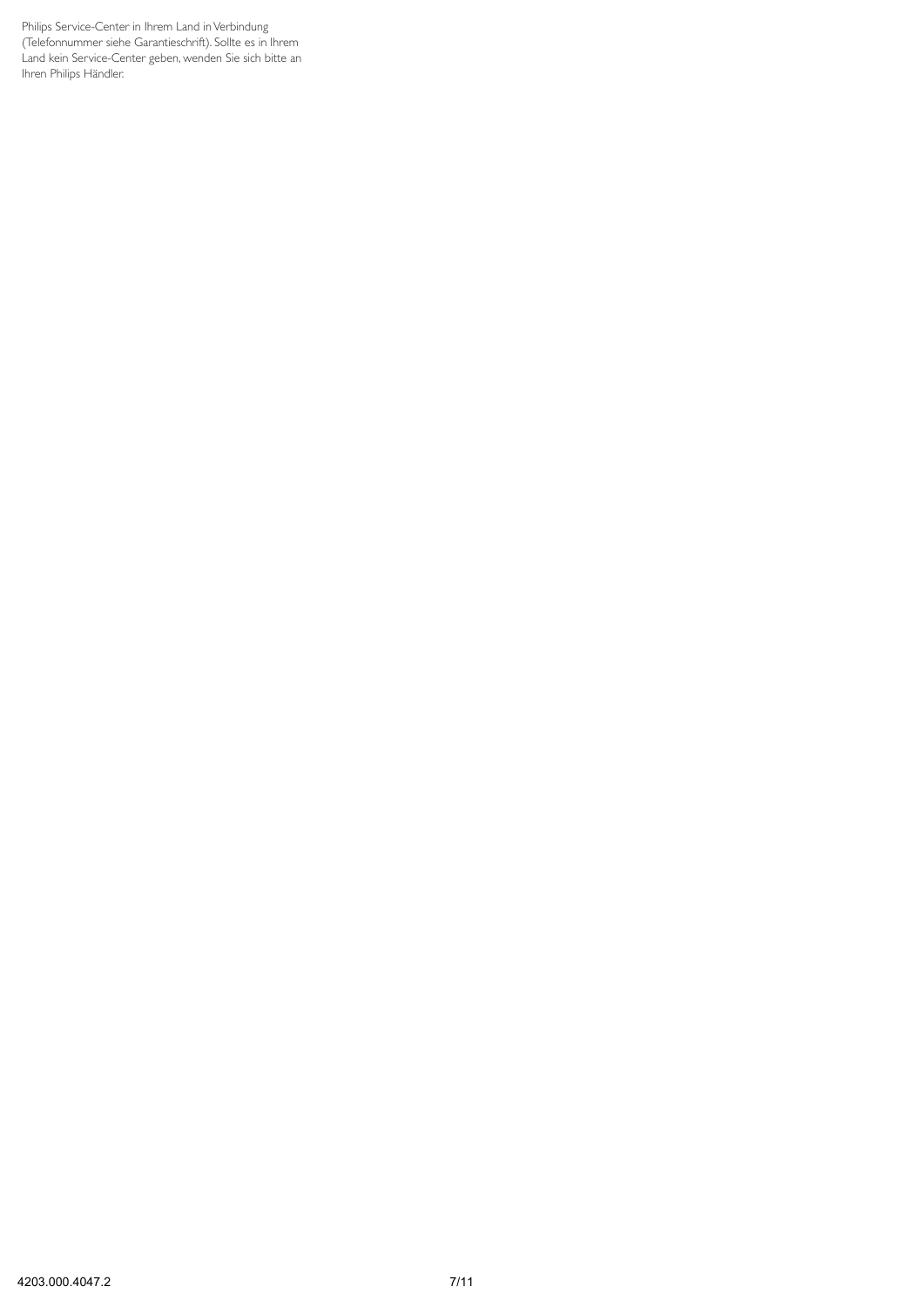Philips Service-Center in Ihrem Land in Verbindung (Telefonnummer siehe Garantieschrift). Sollte es in Ihrem Land kein Service-Center geben, wenden Sie sich bitte an Ihren Philips Händler.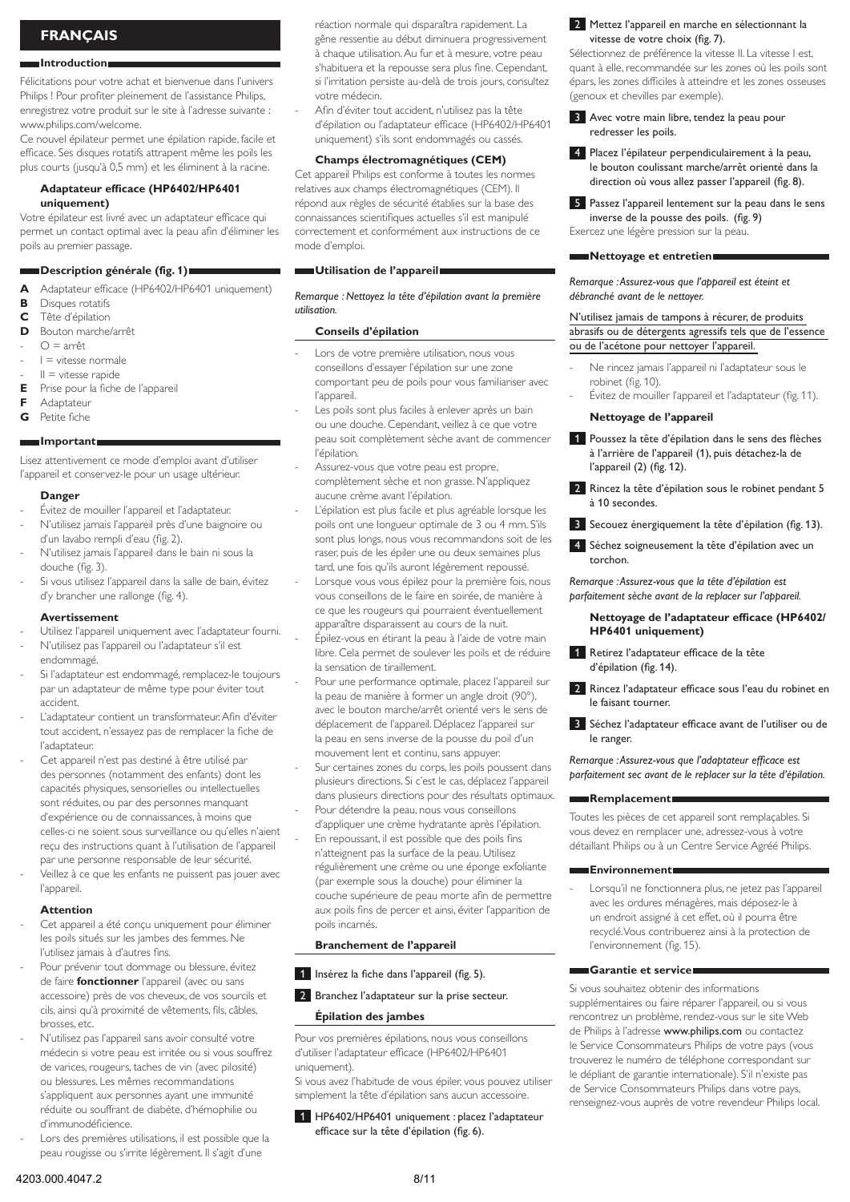# FRANÇAIS

## Introduction

Félicitations pour votre achat et bienvenue dans l'univers Philips ! Pour profiter pleinement de l'assistance Philips, enregistrez votre produit sur le site à l'adresse suivante : www.philips.com/welcome.

Ce nouvel épilateur permet une épilation rapide, facile et efficace. Ses disques rotatifs attrapent même les poils les plus courts (jusqu'à 0,5 mm) et les éliminent à la racine.

### Adaptateur efficace (HP6402/HP6401 uniquement)

Votre épilateur est livré avec un adaptateur efficace qui permet un contact optimal avec la peau afin d'éliminer les poils au premier passage.

## Description générale (fig. 1)

- **A** Adaptateur efficace (HP6402/HP6401 uniquement)
- **B** Disques rotatifs
- **C** Tête d'épilation
- **D** Bouton marche/arrêt
  - O = arrêt
  - I = vitesse normale
  - II = vitesse rapide
- **E** Prise pour la fiche de l'appareil
- **F** Adaptateur
- **G** Petite fiche

## Important

Lisez attentivement ce mode d'emploi avant d'utiliser l'appareil et conservez-le pour un usage ultérieur.

### Danger

- Évitez de mouiller l'appareil et l'adaptateur.
- N'utilisez jamais l'appareil près d'une baignoire ou d'un lavabo rempli d'eau (fig. 2).
- N'utilisez jamais l'appareil dans le bain ni sous la douche (fig. 3).
- Si vous utilisez l'appareil dans la salle de bain, évitez d'y brancher une rallonge (fig. 4).

### Avertissement

- Utilisez l'appareil uniquement avec l'adaptateur fourni.
- N'utilisez pas l'appareil ou l'adaptateur s'il est endommagé.
- Si l'adaptateur est endommagé, remplacez-le toujours par un adaptateur de même type pour éviter tout accident.
- L'adaptateur contient un transformateur. Afin d'éviter tout accident, n'essayez pas de remplacer la fiche de l'adaptateur.
- Cet appareil n'est pas destiné à être utilisé par des personnes (notamment des enfants) dont les capacités physiques, sensorielles ou intellectuelles sont réduites, ou par des personnes manquant d'expérience ou de connaissances, à moins que celles-ci ne soient sous surveillance ou qu'elles n'aient reçu des instructions quant à l'utilisation de l'appareil par une personne responsable de leur sécurité.
- Veillez à ce que les enfants ne puissent pas jouer avec l'appareil.

### Attention

- Cet appareil a été conçu uniquement pour éliminer les poils situés sur les jambes des femmes. Ne l'utilisez jamais à d'autres fins.
- Pour prévenir tout dommage ou blessure, évitez de faire **fonctionner** l'appareil (avec ou sans accessoire) près de vos cheveux, de vos sourcils et cils, ainsi qu'à proximité de vêtements, fils, câbles, brosses, etc.
- N'utilisez pas l'appareil sans avoir consulté votre médecin si votre peau est irritée ou si vous souffrez de varices, rougeurs, taches de vin (avec pilosité) ou blessures. Les mêmes recommandations s'appliquent aux personnes ayant une immunité réduite ou souffrant de diabète, d'hémophilie ou d'immunodéficience.
- Lors des premières utilisations, il est possible que la peau rougisse ou s'irrite légèrement. Il s'agit d'une réaction normale qui disparaîtra rapidement. La gêne ressentie au début diminuera progressivement à chaque utilisation. Au fur et à mesure, votre peau s'habituera et la repousse sera plus fine. Cependant, si l'irritation persiste au-delà de trois jours, consultez votre médecin.
- Afin d'éviter tout accident, n'utilisez pas la tête d'épilation ou l'adaptateur efficace (HP6402/HP6401 uniquement) s'ils sont endommagés ou cassés.

### Champs électromagnétiques (CEM)

Cet appareil Philips est conforme à toutes les normes relatives aux champs électromagnétiques (CEM). Il répond aux règles de sécurité établies sur la base des connaissances scientifiques actuelles s'il est manipulé correctement et conformément aux instructions de ce mode d'emploi.

## Utilisation de l'appareil

*Remarque : Nettoyez la tête d'épilation avant la première utilisation.*

### Conseils d'épilation

- Lors de votre première utilisation, nous vous conseillons d'essayer l'épilation sur une zone comportant peu de poils pour vous familiariser avec l'appareil.
- Les poils sont plus faciles à enlever après un bain ou une douche. Cependant, veillez à ce que votre peau soit complètement sèche avant de commencer l'épilation.
- Assurez-vous que votre peau est propre, complètement sèche et non grasse. N'appliquez aucune crème avant l'épilation.
- L'épilation est plus facile et plus agréable lorsque les poils ont une longueur optimale de 3 ou 4 mm. S'ils sont plus longs, nous vous recommandons soit de les raser, puis de les épiler une ou deux semaines plus tard, une fois qu'ils auront légèrement repoussé.
- Lorsque vous vous épilez pour la première fois, nous vous conseillons de le faire en soirée, de manière à ce que les rougeurs qui pourraient éventuellement apparaître disparaissent au cours de la nuit.
- Épilez-vous en étirant la peau à l'aide de votre main libre. Cela permet de soulever les poils et de réduire la sensation de tiraillement.
- Pour une performance optimale, placez l'appareil sur la peau de manière à former un angle droit (90°), avec le bouton marche/arrêt orienté vers le sens de déplacement de l'appareil. Déplacez l'appareil sur la peau en sens inverse de la pousse du poil d'un mouvement lent et continu, sans appuyer.
- Sur certaines zones du corps, les poils poussent dans plusieurs directions. Si c'est le cas, déplacez l'appareil dans plusieurs directions pour des résultats optimaux.
- Pour détendre la peau, nous vous conseillons d'appliquer une crème hydratante après l'épilation.
- En repoussant, il est possible que des poils fins n'atteignent pas la surface de la peau. Utilisez régulièrement une crème ou une éponge exfoliante (par exemple sous la douche) pour éliminer la couche supérieure de peau morte afin de permettre aux poils fins de percer et ainsi, éviter l'apparition de poils incarnés.

### Branchement de l'appareil

1. Insérez la fiche dans l'appareil (fig. 5).
2. Branchez l'adaptateur sur la prise secteur.

### Épilation des jambes

Pour vos premières épilations, nous vous conseillons d'utiliser l'adaptateur efficace (HP6402/HP6401 uniquement).

Si vous avez l'habitude de vous épiler, vous pouvez utiliser simplement la tête d'épilation sans aucun accessoire.

1. HP6402/HP6401 uniquement : placez l'adaptateur efficace sur la tête d'épilation (fig. 6).
2. Mettez l'appareil en marche en sélectionnant la vitesse de votre choix (fig. 7).

Sélectionnez de préférence la vitesse II. La vitesse I est, quant à elle, recommandée sur les zones où les poils sont épars, les zones difficiles à atteindre et les zones osseuses (genoux et chevilles par exemple).

3. Avec votre main libre, tendez la peau pour redresser les poils.
4. Placez l'épilateur perpendiculairement à la peau, le bouton coulissant marche/arrêt orienté dans la direction où vous allez passer l'appareil (fig. 8).
5. Passez l'appareil lentement sur la peau dans le sens inverse de la pousse des poils. (fig. 9)

Exercez une légère pression sur la peau.

## Nettoyage et entretien

*Remarque : Assurez-vous que l'appareil est éteint et débranché avant de le nettoyer.*

N'utilisez jamais de tampons à récurer, de produits abrasifs ou de détergents agressifs tels que de l'essence ou de l'acétone pour nettoyer l'appareil.

- Ne rincez jamais l'appareil ni l'adaptateur sous le robinet (fig. 10).
- Évitez de mouiller l'appareil et l'adaptateur (fig. 11).

### Nettoyage de l'appareil

1. Poussez la tête d'épilation dans le sens des flèches à l'arrière de l'appareil (1), puis détachez-la de l'appareil (2) (fig. 12).
2. Rincez la tête d'épilation sous le robinet pendant 5 à 10 secondes.
3. Secouez énergiquement la tête d'épilation (fig. 13).
4. Séchez soigneusement la tête d'épilation avec un torchon.

*Remarque : Assurez-vous que la tête d'épilation est parfaitement sèche avant de la replacer sur l'appareil.*

### Nettoyage de l'adaptateur efficace (HP6402/HP6401 uniquement)

1. Retirez l'adaptateur efficace de la tête d'épilation (fig. 14).
2. Rincez l'adaptateur efficace sous l'eau du robinet en le faisant tourner.
3. Séchez l'adaptateur efficace avant de l'utiliser ou de le ranger.

*Remarque : Assurez-vous que l'adaptateur efficace est parfaitement sec avant de le replacer sur la tête d'épilation.*

## Remplacement

Toutes les pièces de cet appareil sont remplaçables. Si vous devez en remplacer une, adressez-vous à votre détaillant Philips ou à un Centre Service Agréé Philips.

## Environnement

- Lorsqu'il ne fonctionnera plus, ne jetez pas l'appareil avec les ordures ménagères, mais déposez-le à un endroit assigné à cet effet, où il pourra être recyclé. Vous contribuerez ainsi à la protection de l'environnement (fig. 15).

## Garantie et service

Si vous souhaitez obtenir des informations supplémentaires ou faire réparer l'appareil, ou si vous rencontrez un problème, rendez-vous sur le site Web de Philips à l'adresse www.philips.com ou contactez le Service Consommateurs Philips de votre pays (vous trouverez le numéro de téléphone correspondant sur le dépliant de garantie internationale). S'il n'existe pas de Service Consommateurs Philips dans votre pays, renseignez-vous auprès de votre revendeur Philips local.

4203.000.4047.2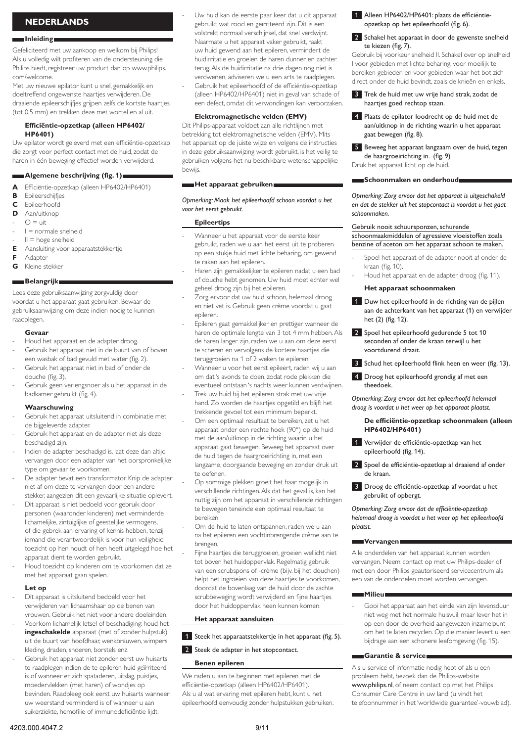# NEDERLANDS

## Inleiding

Gefeliciteerd met uw aankoop en welkom bij Philips! Als u volledig wilt profiteren van de ondersteuning die Philips biedt, registreer uw product dan op www.philips.com/welcome.

Met uw nieuwe epilator kunt u snel, gemakkelijk en doeltreffend ongewenste haartjes verwijderen. De draaiende epileerschijfjes grijpen zelfs de kortste haartjes (tot 0,5 mm) en trekken deze met wortel en al uit.

### Efficiëntie-opzetkap (alleen HP6402/HP6401)

Uw epilator wordt geleverd met een efficiëntie-opzetkap die zorgt voor perfect contact met de huid, zodat de haren in één beweging effectief worden verwijderd.

## Algemene beschrijving (fig. 1)

- **A** Efficiëntie-opzetkap (alleen HP6402/HP6401)
- **B** Epileerschijfjes
- **C** Epileerhoofd
- **D** Aan/uitknop
  - O = uit
  - I = normale snelheid
  - II = hoge snelheid
- **E** Aansluiting voor apparaatstekkertje
- **F** Adapter
- **G** Kleine stekker

## Belangrijk

Lees deze gebruiksaanwijzing zorgvuldig door voordat u het apparaat gaat gebruiken. Bewaar de gebruiksaanwijzing om deze indien nodig te kunnen raadplegen.

### Gevaar

- Houd het apparaat en de adapter droog.
- Gebruik het apparaat niet in de buurt van of boven een wasbak of bad gevuld met water (fig. 2).
- Gebruik het apparaat niet in bad of onder de douche (fig. 3).
- Gebruik geen verlengsnoer als u het apparaat in de badkamer gebruikt (fig. 4).

### Waarschuwing

- Gebruik het apparaat uitsluitend in combinatie met de bijgeleverde adapter.
- Gebruik het apparaat en de adapter niet als deze beschadigd zijn.
- Indien de adapter beschadigd is, laat deze dan altijd vervangen door een adapter van het oorspronkelijke type om gevaar te voorkomen.
- De adapter bevat een transformator. Knip de adapter niet af om deze te vervangen door een andere stekker, aangezien dit een gevaarlijke situatie oplevert.
- Dit apparaat is niet bedoeld voor gebruik door personen (waaronder kinderen) met verminderde lichamelijke, zintuiglijke of geestelijke vermogens, of die gebrek aan ervaring of kennis hebben, tenzij iemand die verantwoordelijk is voor hun veiligheid toezicht op hen houdt of hen heeft uitgelegd hoe het apparaat dient te worden gebruikt.
- Houd toezicht op kinderen om te voorkomen dat ze met het apparaat gaan spelen.

### Let op

- Dit apparaat is uitsluitend bedoeld voor het verwijderen van lichaamshaar op de benen van vrouwen. Gebruik het niet voor andere doeleinden.
- Voorkom lichamelijk letsel of beschadiging: houd het **ingeschakelde** apparaat (met of zonder hulpstuk) uit de buurt van hoofdhaar, wenkbrauwen, wimpers, kleding, draden, snoeren, borstels enz.
- Gebruik het apparaat niet zonder eerst uw huisarts te raadplegen indien de te epileren huid geïrriteerd is of wanneer er zich spataderen, uitslag, puistjes, moedervlekken (met haren) of wondjes op bevinden. Raadpleeg ook eerst uw huisarts wanneer uw weerstand verminderd is of wanneer u aan suikerziekte, hemofilie of immunodeficiëntie lijdt.
- Uw huid kan de eerste paar keer dat u dit apparaat gebruikt wat rood en geïrriteerd zijn. Dit is een volstrekt normaal verschijnsel, dat snel verdwijnt. Naarmate u het apparaat vaker gebruikt, raakt uw huid gewend aan het epileren, vermindert de huidirritatie en groeien de haren dunner en zachter terug. Als de huidirritatie na drie dagen nog niet is verdwenen, adviseren we u een arts te raadplegen.
- Gebruik het epileerhoofd of de efficiëntie-opzetkap (alleen HP6402/HP6401) niet in geval van schade of een defect, omdat dit verwondingen kan veroorzaken.

### Elektromagnetische velden (EMV)

Dit Philips-apparaat voldoet aan alle richtlijnen met betrekking tot elektromagnetische velden (EMV). Mits het apparaat op de juiste wijze en volgens de instructies in deze gebruiksaanwijzing wordt gebruikt, is het veilig te gebruiken volgens het nu beschikbare wetenschappelijke bewijs.

## Het apparaat gebruiken

*Opmerking: Maak het epileerhoofd schoon voordat u het voor het eerst gebruikt.*

### Epileertips

- Wanneer u het apparaat voor de eerste keer gebruikt, raden we u aan het eerst uit te proberen op een stukje huid met lichte beharing, om gewend te raken aan het epileren.
- Haren zijn gemakkelijker te epileren nadat u een bad of douche hebt genomen. Uw huid moet echter wel geheel droog zijn bij het epileren.
- Zorg ervoor dat uw huid schoon, helemaal droog en niet vet is. Gebruik geen crème voordat u gaat epileren.
- Epileren gaat gemakkelijker en prettiger wanneer de haren de optimale lengte van 3 tot 4 mm hebben. Als de haren langer zijn, raden we u aan om deze eerst te scheren en vervolgens de kortere haartjes die teruggroeien na 1 of 2 weken te epileren.
- Wanneer u voor het eerst epileert, raden wij u aan om dat 's avonds te doen, zodat rode plekken die eventueel ontstaan 's nachts weer kunnen verdwijnen.
- Trek uw huid bij het epileren strak met uw vrije hand. Zo worden de haartjes opgetild en blijft het trekkende gevoel tot een minimum beperkt.
- Om een optimaal resultaat te bereiken, zet u het apparaat onder een rechte hoek (90°) op de huid met de aan/uitknop in de richting waarin u het apparaat gaat bewegen. Beweeg het apparaat over de huid tegen de haargroeirichting in, met een langzame, doorgaande beweging en zonder druk uit te oefenen.
- Op sommige plekken groeit het haar mogelijk in verschillende richtingen. Als dat het geval is, kan het nuttig zijn om het apparaat in verschillende richtingen te bewegen teneinde een optimaal resultaat te bereiken.
- Om de huid te laten ontspannen, raden we u aan na het epileren een vochtinbrengende crème aan te brengen.
- Fijne haartjes die teruggroeien, groeien wellicht niet tot boven het huidoppervlak. Regelmatig gebruik van een scrubspons of -crème (bijv. bij het douchen) helpt het ingroeien van deze haartjes te voorkomen, doordat de bovenlaag van de huid door de zachte scrubbeweging wordt verwijderd en fijne haartjes door het huidoppervlak heen kunnen komen.

### Het apparaat aansluiten

1. Steek het apparaatstekkertje in het apparaat (fig. 5).
2. Steek de adapter in het stopcontact.

### Benen epileren

We raden u aan te beginnen met epileren met de efficiëntie-opzetkap (alleen HP6402/HP6401). Als u al wat ervaring met epileren hebt, kunt u het epileerhoofd eenvoudig zonder hulpstukken gebruiken.

1. Alleen HP6402/HP6401: plaats de efficiëntie-opzetkap op het epileerhoofd (fig. 6).
2. Schakel het apparaat in door de gewenste snelheid te kiezen (fig. 7).

Gebruik bij voorkeur snelheid II. Schakel over op snelheid I voor gebieden met lichte beharing, voor moeilijk te bereiken gebieden en voor gebieden waar het bot zich direct onder de huid bevindt, zoals de knieën en enkels.

3. Trek de huid met uw vrije hand strak, zodat de haartjes goed rechtop staan.
4. Plaats de epilator loodrecht op de huid met de aan/uitknop in de richting waarin u het apparaat gaat bewegen (fig. 8).
5. Beweeg het apparaat langzaam over de huid, tegen de haargroeirichting in. (fig. 9)

Druk het apparaat licht op de huid.

## Schoonmaken en onderhoud

*Opmerking: Zorg ervoor dat het apparaat is uitgeschakeld en dat de stekker uit het stopcontact is voordat u het gaat schoonmaken.*

Gebruik nooit schuursponzen, schurende schoonmaakmiddelen of agressieve vloeistoffen zoals benzine of aceton om het apparaat schoon te maken.

- Spoel het apparaat of de adapter nooit af onder de kraan (fig. 10).
- Houd het apparaat en de adapter droog (fig. 11).

### Het apparaat schoonmaken

1. Duw het epileerhoofd in de richting van de pijlen aan de achterkant van het apparaat (1) en verwijder het (2) (fig. 12).
2. Spoel het epileerhoofd gedurende 5 tot 10 seconden af onder de kraan terwijl u het voortdurend draait.
3. Schud het epileerhoofd flink heen en weer (fig. 13).
4. Droog het epileerhoofd grondig af met een theedoek.

*Opmerking: Zorg ervoor dat het epileerhoofd helemaal droog is voordat u het weer op het apparaat plaatst.*

### De efficiëntie-opzetkap schoonmaken (alleen HP6402/HP6401)

1. Verwijder de efficiëntie-opzetkap van het epileerhoofd (fig. 14).
2. Spoel de efficiëntie-opzetkap al draaiend af onder de kraan.
3. Droog de efficiëntie-opzetkap af voordat u het gebruikt of opbergt.

*Opmerking: Zorg ervoor dat de efficiëntie-opzetkap helemaal droog is voordat u het weer op het epileerhoofd plaatst.*

## Vervangen

Alle onderdelen van het apparaat kunnen worden vervangen. Neem contact op met uw Philips-dealer of met een door Philips geautoriseerd servicecentrum als een van de onderdelen moet worden vervangen.

## Milieu

- Gooi het apparaat aan het einde van zijn levensduur niet weg met het normale huisvuil, maar lever het in op een door de overheid aangewezen inzamelpunt om het te laten recyclen. Op die manier levert u een bijdrage aan een schonere leefomgeving (fig. 15).

## Garantie & service

Als u service of informatie nodig hebt of als u een probleem hebt, bezoek dan de Philips-website **www.philips.nl**, of neem contact op met het Philips Consumer Care Centre in uw land (u vindt het telefoonnummer in het 'worldwide guarantee'-vouwblad).

4203.000.4047.2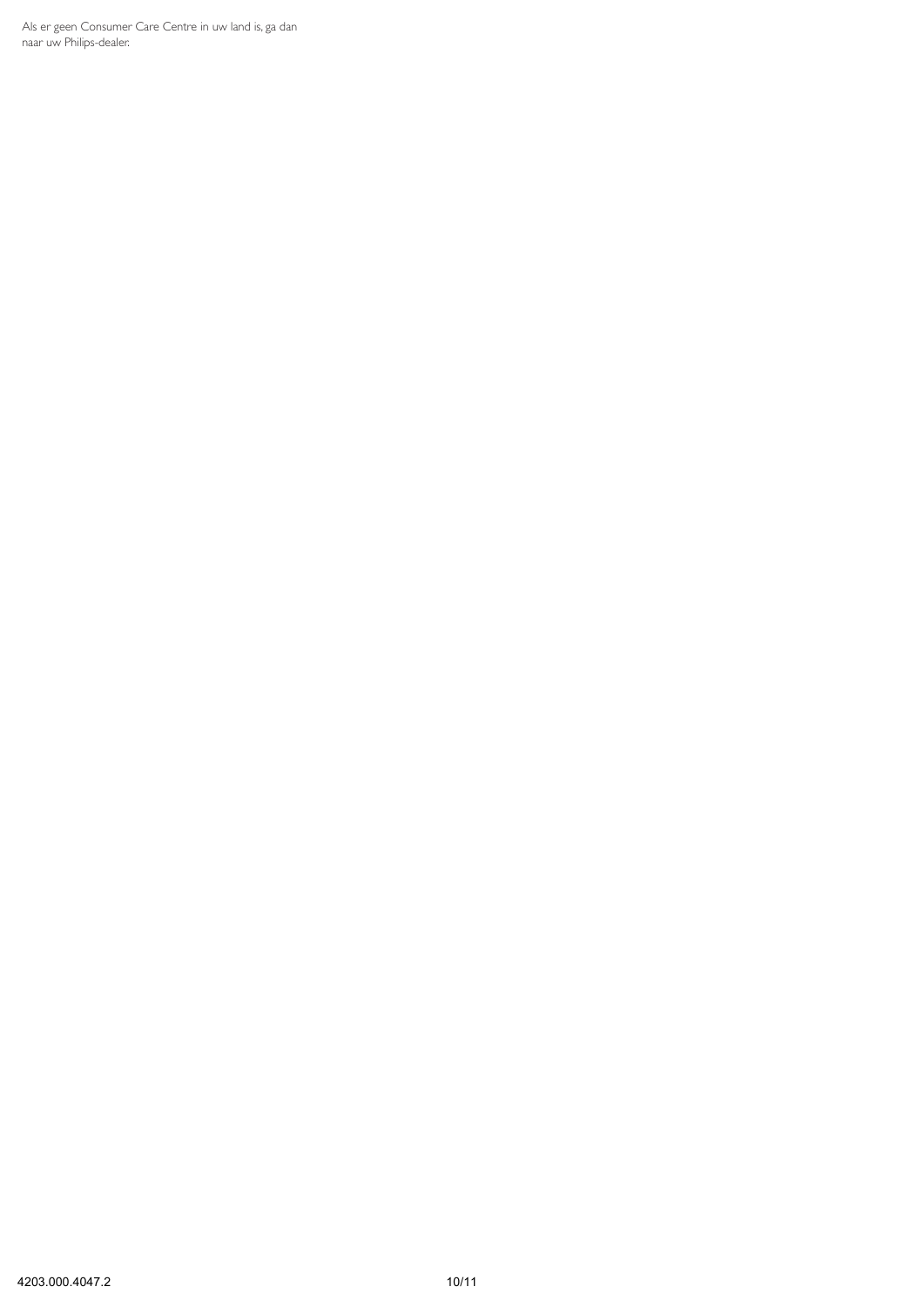Als er geen Consumer Care Centre in uw land is, ga dan naar uw Philips-dealer.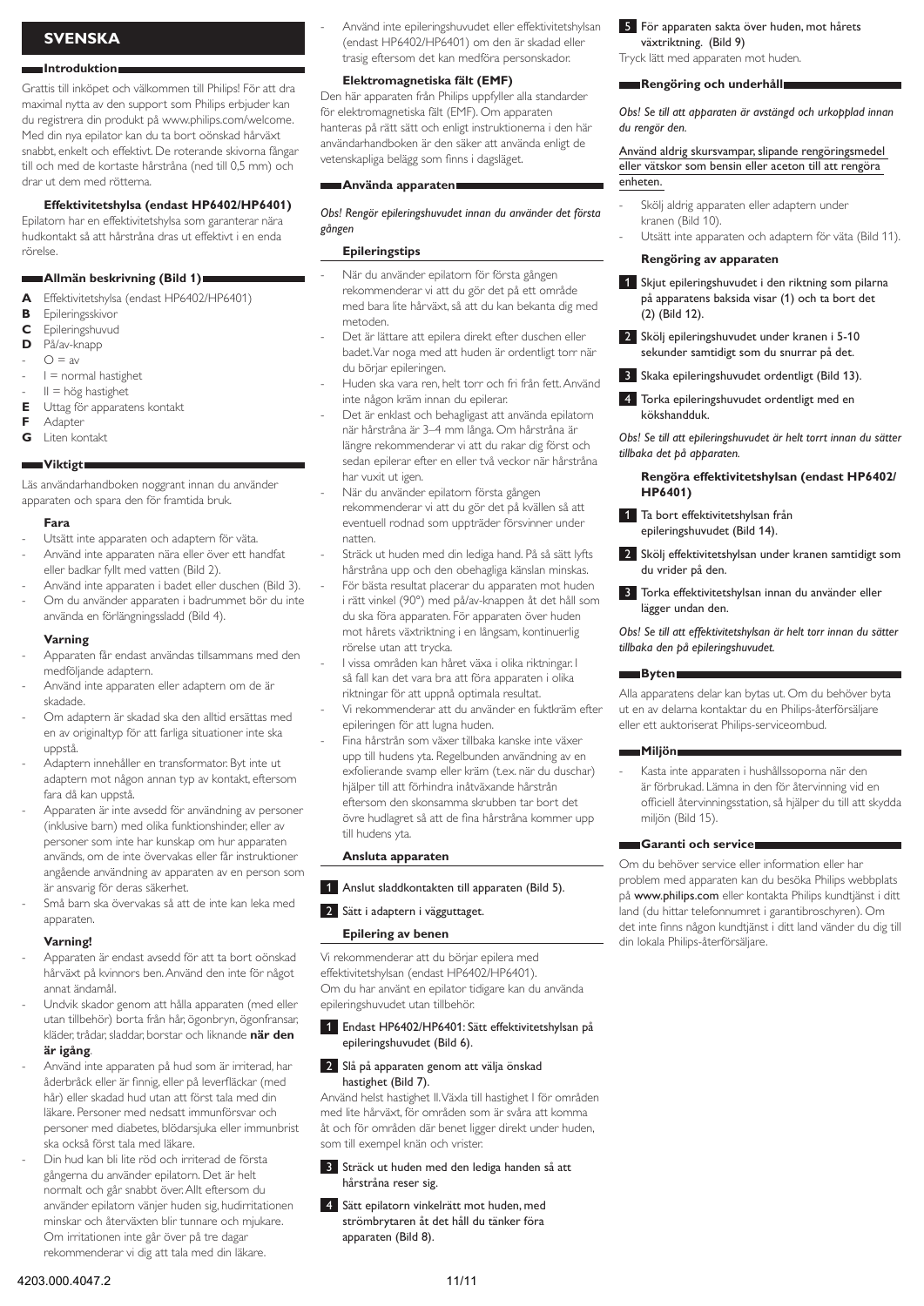# SVENSKA

## Introduktion

Grattis till inköpet och välkommen till Philips! För att dra maximal nytta av den support som Philips erbjuder kan du registrera din produkt på www.philips.com/welcome. Med din nya epilator kan du ta bort oönskad hårväxt snabbt, enkelt och effektivt. De roterande skivorna fångar till och med de kortaste hårstråna (ned till 0,5 mm) och drar ut dem med rötterna.

### Effektivitetshylsa (endast HP6402/HP6401)

Epilatorn har en effektivitetshylsa som garanterar nära hudkontakt så att hårstråna dras ut effektivt i en enda rörelse.

## Allmän beskrivning (Bild 1)

- **A** Effektivitetshylsa (endast HP6402/HP6401)
- **B** Epileringsskivor
- **C** Epileringshuvud
- **D** På/av-knapp
  - O = av
  - I = normal hastighet
  - II = hög hastighet
- **E** Uttag för apparatens kontakt
- **F** Adapter
- **G** Liten kontakt

## Viktigt

Läs användarhandboken noggrant innan du använder apparaten och spara den för framtida bruk.

### Fara

- Utsätt inte apparaten och adaptern för väta.
- Använd inte apparaten nära eller över ett handfat eller badkar fyllt med vatten (Bild 2).
- Använd inte apparaten i badet eller duschen (Bild 3).
- Om du använder apparaten i badrummet bör du inte använda en förlängningssladd (Bild 4).

### Varning

- Apparaten får endast användas tillsammans med den medföljande adaptern.
- Använd inte apparaten eller adaptern om de är skadade.
- Om adaptern är skadad ska den alltid ersättas med en av originaltyp för att farliga situationer inte ska uppstå.
- Adaptern innehåller en transformator. Byt inte ut adaptern mot någon annan typ av kontakt, eftersom fara då kan uppstå.
- Apparaten är inte avsedd för användning av personer (inklusive barn) med olika funktionshinder, eller av personer som inte har kunskap om hur apparaten används, om de inte övervakas eller får instruktioner angående användning av apparaten av en person som är ansvarig för deras säkerhet.
- Små barn ska övervakas så att de inte kan leka med apparaten.

### Varning!

- Apparaten är endast avsedd för att ta bort oönskad hårväxt på kvinnors ben. Använd den inte för något annat ändamål.
- Undvik skador genom att hålla apparaten (med eller utan tillbehör) borta från hår, ögonbryn, ögonfransar, kläder, trådar, sladdar, borstar och liknande **när den är igång**.
- Använd inte apparaten på hud som är irriterad, har åderbråck eller är finnig, eller på leverfläckar (med hår) eller skadad hud utan att först tala med din läkare. Personer med nedsatt immunförsvar och personer med diabetes, blödarsjuka eller immunbrist ska också först tala med läkare.
- Din hud kan bli lite röd och irriterad de första gångerna du använder epilatorn. Det är helt normalt och går snabbt över. Allt eftersom du använder epilatorn vänjer huden sig, hudirritationen minskar och återväxten blir tunnare och mjukare. Om irritationen inte går över på tre dagar rekommenderar vi dig att tala med din läkare.
- Använd inte epileringshuvudet eller effektivitetshylsan (endast HP6402/HP6401) om den är skadad eller trasig eftersom det kan medföra personskador.

### Elektromagnetiska fält (EMF)

Den här apparaten från Philips uppfyller alla standarder för elektromagnetiska fält (EMF). Om apparaten hanteras på rätt sätt och enligt instruktionerna i den här användarhandboken är den säker att använda enligt de vetenskapliga belägg som finns i dagsläget.

## Använda apparaten

*Obs! Rengör epileringshuvudet innan du använder det första gången*

### Epileringstips

- När du använder epilatorn för första gången rekommenderar vi att du gör det på ett område med bara lite hårväxt, så att du kan bekanta dig med metoden.
- Det är lättare att epilera direkt efter duschen eller badet. Var noga med att huden är ordentligt torr när du börjar epileringen.
- Huden ska vara ren, helt torr och fri från fett. Använd inte någon kräm innan du epilerar.
- Det är enklast och behagligast att använda epilatorn när hårstråna är 3–4 mm långa. Om hårstråna är längre rekommenderar vi att du rakar dig först och sedan epilerar efter en eller två veckor när hårstråna har vuxit ut igen.
- När du använder epilatorn första gången rekommenderar vi att du gör det på kvällen så att eventuell rodnad som uppträder försvinner under natten.
- Sträck ut huden med din lediga hand. På så sätt lyfts hårstråna upp och den obehagliga känslan minskas.
- För bästa resultat placerar du apparaten mot huden i rätt vinkel (90°) med på/av-knappen åt det håll som du ska föra apparaten. För apparaten över huden mot hårets växtriktning i en långsam, kontinuerlig rörelse utan att trycka.
- I vissa områden kan håret växa i olika riktningar. I så fall kan det vara bra att föra apparaten i olika riktningar för att uppnå optimala resultat.
- Vi rekommenderar att du använder en fuktkräm efter epileringen för att lugna huden.
- Fina hårstrån som växer tillbaka kanske inte växer upp till hudens yta. Regelbunden användning av en exfolierande svamp eller kräm (t.ex. när du duschar) hjälper till att förhindra inåtväxande hårstrån eftersom den skonsamma skrubben tar bort det övre hudlagret så att de fina hårstråna kommer upp till hudens yta.

### Ansluta apparaten

1. Anslut sladdkontakten till apparaten (Bild 5).
2. Sätt i adaptern i vägguttaget.

### Epilering av benen

Vi rekommenderar att du börjar epilera med effektivitetshylsan (endast HP6402/HP6401). Om du har använt en epilator tidigare kan du använda epileringshuvudet utan tillbehör.

1. Endast HP6402/HP6401: Sätt effektivitetshylsan på epileringshuvudet (Bild 6).
2. Slå på apparaten genom att välja önskad hastighet (Bild 7).

Använd helst hastighet II. Växla till hastighet I för områden med lite hårväxt, för områden som är svåra att komma åt och för områden där benet ligger direkt under huden, som till exempel knän och vrister.

3. Sträck ut huden med den lediga handen så att hårstråna reser sig.
4. Sätt epilatorn vinkelrätt mot huden, med strömbrytaren åt det håll du tänker föra apparaten (Bild 8).
5. För apparaten sakta över huden, mot hårets växtriktning. (Bild 9)

Tryck lätt med apparaten mot huden.

## Rengöring och underhåll

*Obs! Se till att apparaten är avstängd och urkopplad innan du rengör den.*

Använd aldrig skursvampar, slipande rengöringsmedel eller vätskor som bensin eller aceton till att rengöra enheten.

- Skölj aldrig apparaten eller adaptern under kranen (Bild 10).
- Utsätt inte apparaten och adaptern för väta (Bild 11).

### Rengöring av apparaten

1. Skjut epileringshuvudet i den riktning som pilarna på apparatens baksida visar (1) och ta bort det (2) (Bild 12).
2. Skölj epileringshuvudet under kranen i 5-10 sekunder samtidigt som du snurrar på det.
3. Skaka epileringshuvudet ordentligt (Bild 13).
4. Torka epileringshuvudet ordentligt med en kökshandduk.

*Obs! Se till att epileringshuvudet är helt torrt innan du sätter tillbaka det på apparaten.*

### Rengöra effektivitetshylsan (endast HP6402/HP6401)

1. Ta bort effektivitetshylsan från epileringshuvudet (Bild 14).
2. Skölj effektivitetshylsan under kranen samtidigt som du vrider på den.
3. Torka effektivitetshylsan innan du använder eller lägger undan den.

*Obs! Se till att effektivitetshylsan är helt torr innan du sätter tillbaka den på epileringshuvudet.*

## Byten

Alla apparatens delar kan bytas ut. Om du behöver byta ut en av delarna kontaktar du en Philips-återförsäljare eller ett auktoriserat Philips-serviceombud.

## Miljön

- Kasta inte apparaten i hushållssoporna när den är förbrukad. Lämna in den för återvinning vid en officiell återvinningsstation, så hjälper du till att skydda miljön (Bild 15).

## Garanti och service

Om du behöver service eller information eller har problem med apparaten kan du besöka Philips webbplats på www.philips.com eller kontakta Philips kundtjänst i ditt land (du hittar telefonnumret i garantibroschyren). Om det inte finns någon kundtjänst i ditt land vänder du dig till din lokala Philips-återförsäljare.

4203.000.4047.2